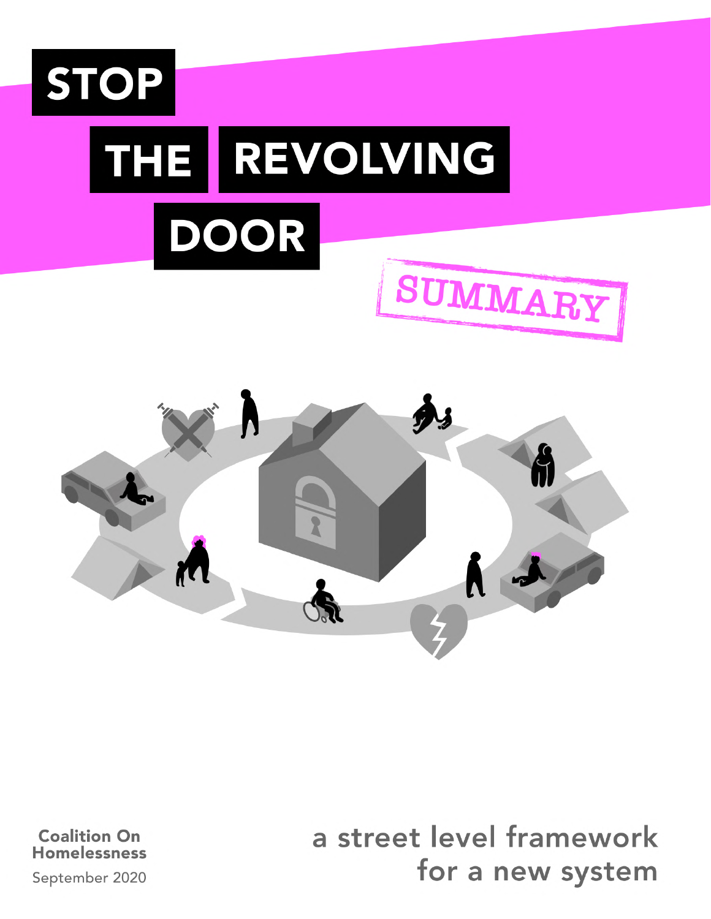# STOP THE REVOLVING DOOR

SUMMARY

Coalition On Homelessness

September 2020

a street level framework for a new system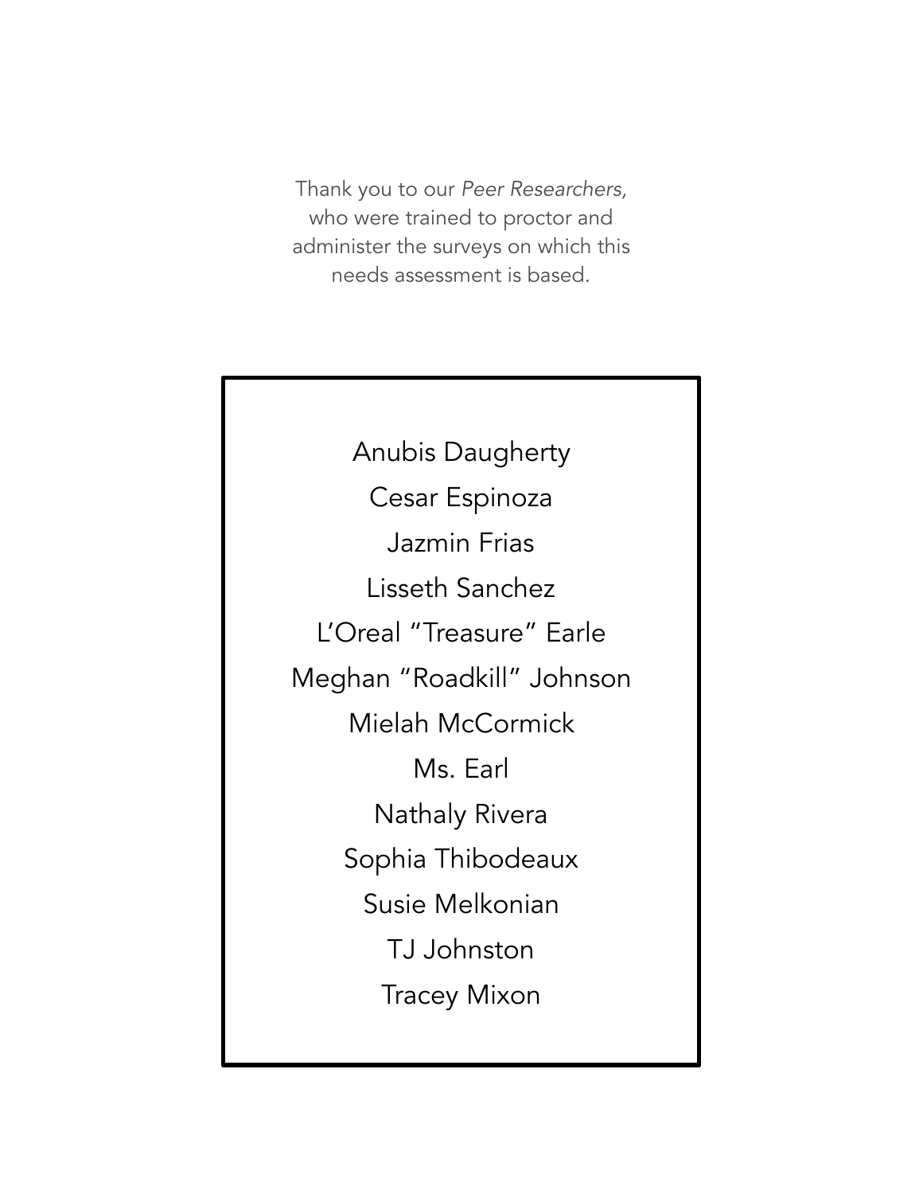Thank you to our *Peer Researchers*, who were trained to proctor and administer the surveys on which this needs assessment is based.

Anubis Daugherty

Cesar Espinoza

Jazmin Frias

Lisseth Sanchez

L'Oreal "Treasure" Earle

Meghan "Roadkill" Johnson

Mielah McCormick

Ms. Earl

Nathaly Rivera

Sophia Thibodeaux

Susie Melkonian

TJ Johnston

Tracey Mixon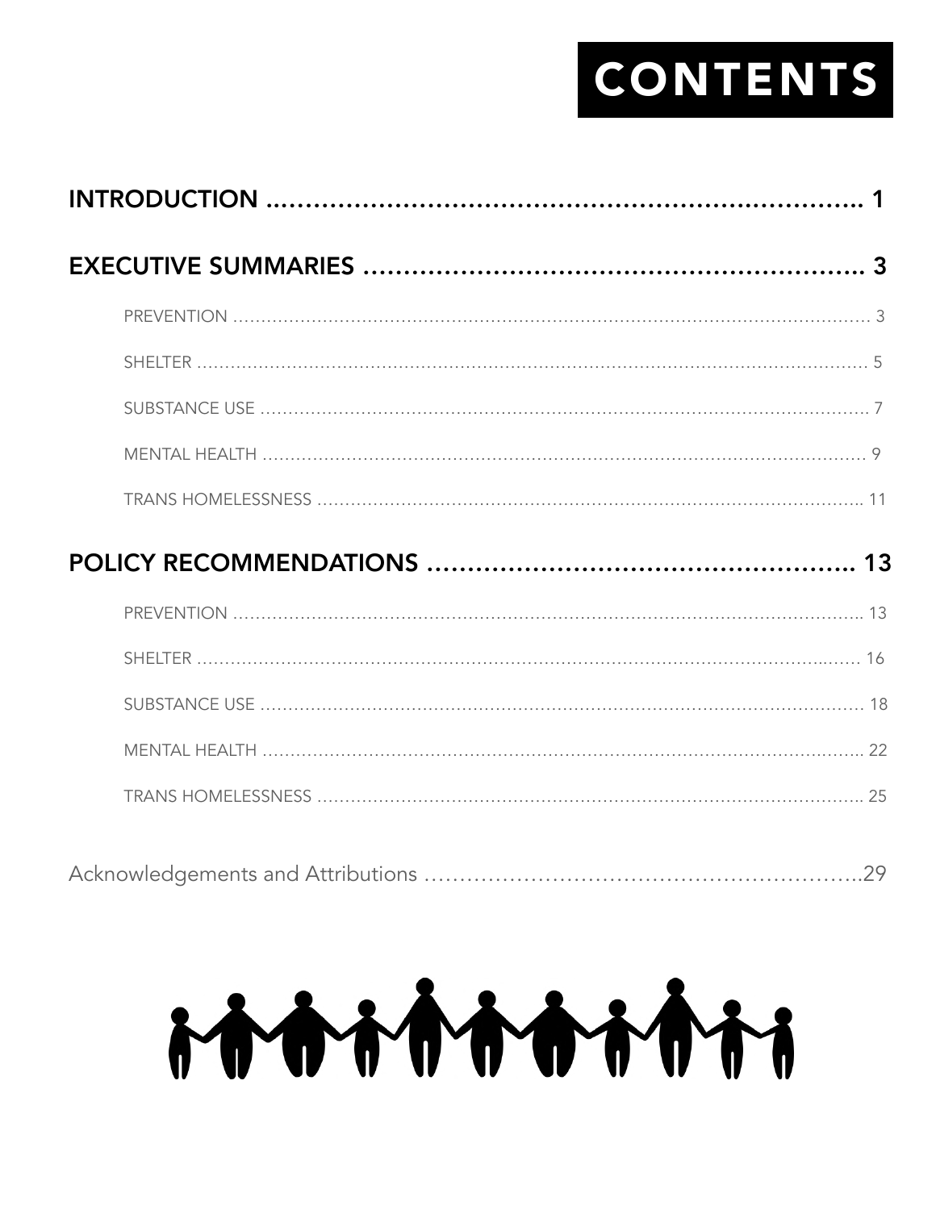# CONTENTS

## INTRODUCTION .......... 1

## EXECUTIVE SUMMARIES .......... 3

- PREVENTION .......... 3
- SHELTER .......... 5
- SUBSTANCE USE .......... 7
- MENTAL HEALTH .......... 9
- TRANS HOMELESSNESS .......... 11

## POLICY RECOMMENDATIONS .......... 13

- PREVENTION .......... 13
- SHELTER .......... 16
- SUBSTANCE USE .......... 18
- MENTAL HEALTH .......... 22
- TRANS HOMELESSNESS .......... 25

Acknowledgements and Attributions .......... 29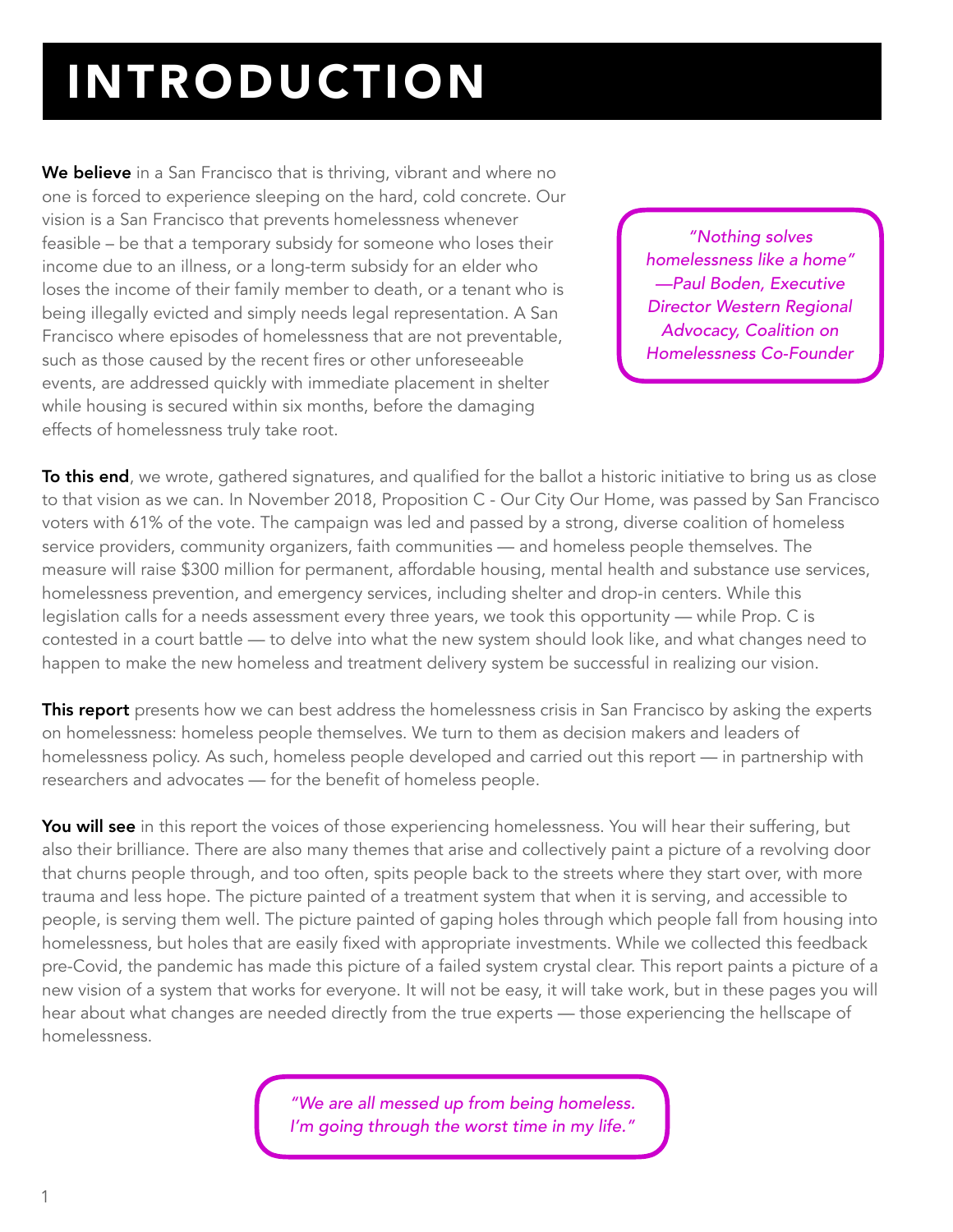# INTRODUCTION

**We believe** in a San Francisco that is thriving, vibrant and where no one is forced to experience sleeping on the hard, cold concrete. Our vision is a San Francisco that prevents homelessness whenever feasible – be that a temporary subsidy for someone who loses their income due to an illness, or a long-term subsidy for an elder who loses the income of their family member to death, or a tenant who is being illegally evicted and simply needs legal representation. A San Francisco where episodes of homelessness that are not preventable, such as those caused by the recent fires or other unforeseeable events, are addressed quickly with immediate placement in shelter while housing is secured within six months, before the damaging effects of homelessness truly take root.

> *"Nothing solves homelessness like a home" —Paul Boden, Executive Director Western Regional Advocacy, Coalition on Homelessness Co-Founder*

**To this end**, we wrote, gathered signatures, and qualified for the ballot a historic initiative to bring us as close to that vision as we can. In November 2018, Proposition C - Our City Our Home, was passed by San Francisco voters with 61% of the vote. The campaign was led and passed by a strong, diverse coalition of homeless service providers, community organizers, faith communities — and homeless people themselves. The measure will raise $300 million for permanent, affordable housing, mental health and substance use services, homelessness prevention, and emergency services, including shelter and drop-in centers. While this legislation calls for a needs assessment every three years, we took this opportunity — while Prop. C is contested in a court battle — to delve into what the new system should look like, and what changes need to happen to make the new homeless and treatment delivery system be successful in realizing our vision.

**This report** presents how we can best address the homelessness crisis in San Francisco by asking the experts on homelessness: homeless people themselves. We turn to them as decision makers and leaders of homelessness policy. As such, homeless people developed and carried out this report — in partnership with researchers and advocates — for the benefit of homeless people.

**You will see** in this report the voices of those experiencing homelessness. You will hear their suffering, but also their brilliance. There are also many themes that arise and collectively paint a picture of a revolving door that churns people through, and too often, spits people back to the streets where they start over, with more trauma and less hope. The picture painted of a treatment system that when it is serving, and accessible to people, is serving them well. The picture painted of gaping holes through which people fall from housing into homelessness, but holes that are easily fixed with appropriate investments. While we collected this feedback pre-Covid, the pandemic has made this picture of a failed system crystal clear. This report paints a picture of a new vision of a system that works for everyone. It will not be easy, it will take work, but in these pages you will hear about what changes are needed directly from the true experts — those experiencing the hellscape of homelessness.

> *"We are all messed up from being homeless. I'm going through the worst time in my life."*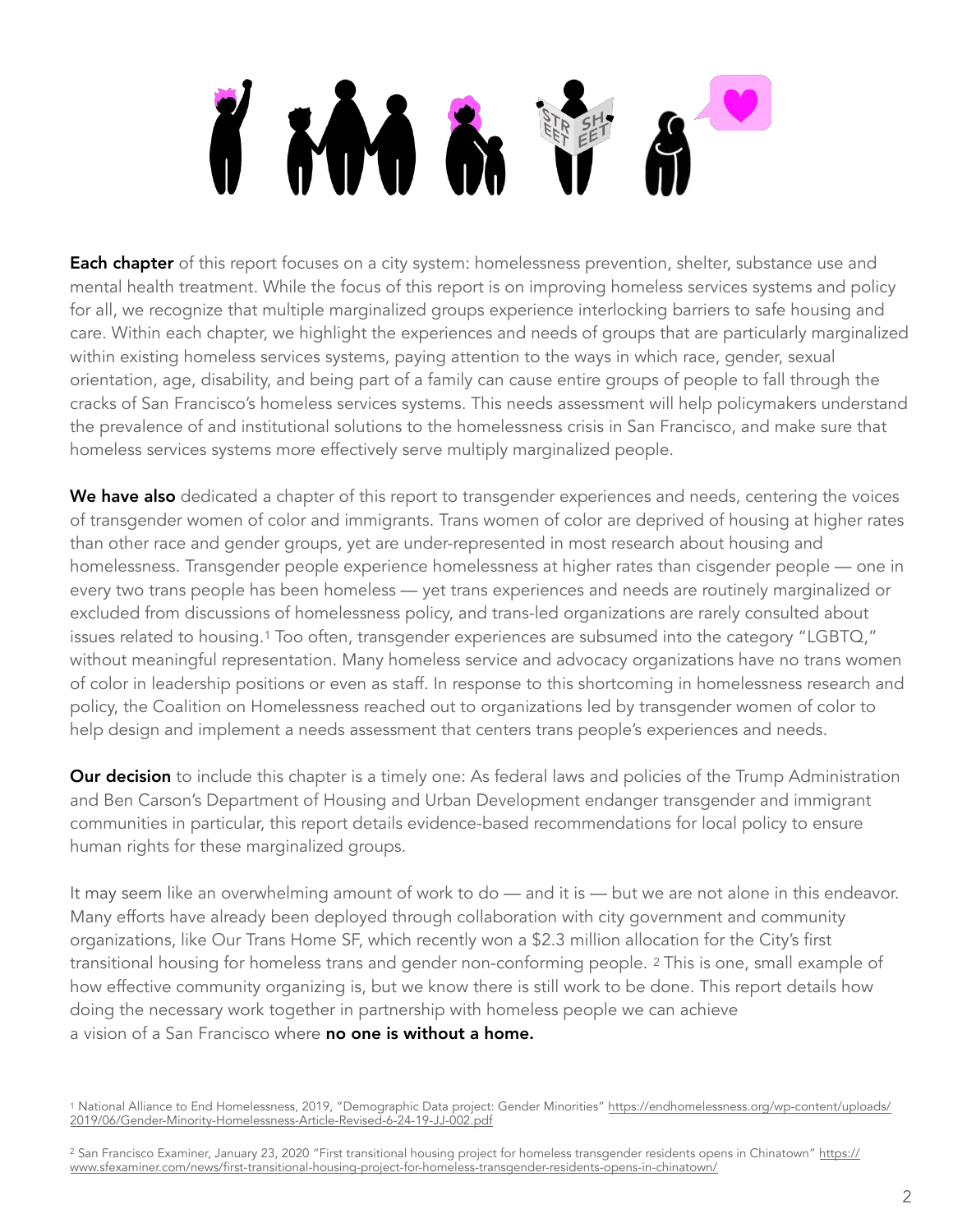**Each chapter** of this report focuses on a city system: homelessness prevention, shelter, substance use and mental health treatment. While the focus of this report is on improving homeless services systems and policy for all, we recognize that multiple marginalized groups experience interlocking barriers to safe housing and care. Within each chapter, we highlight the experiences and needs of groups that are particularly marginalized within existing homeless services systems, paying attention to the ways in which race, gender, sexual orientation, age, disability, and being part of a family can cause entire groups of people to fall through the cracks of San Francisco's homeless services systems. This needs assessment will help policymakers understand the prevalence of and institutional solutions to the homelessness crisis in San Francisco, and make sure that homeless services systems more effectively serve multiply marginalized people.

**We have also** dedicated a chapter of this report to transgender experiences and needs, centering the voices of transgender women of color and immigrants. Trans women of color are deprived of housing at higher rates than other race and gender groups, yet are under-represented in most research about housing and homelessness. Transgender people experience homelessness at higher rates than cisgender people — one in every two trans people has been homeless — yet trans experiences and needs are routinely marginalized or excluded from discussions of homelessness policy, and trans-led organizations are rarely consulted about issues related to housing.[1] Too often, transgender experiences are subsumed into the category "LGBTQ," without meaningful representation. Many homeless service and advocacy organizations have no trans women of color in leadership positions or even as staff. In response to this shortcoming in homelessness research and policy, the Coalition on Homelessness reached out to organizations led by transgender women of color to help design and implement a needs assessment that centers trans people's experiences and needs.

**Our decision** to include this chapter is a timely one: As federal laws and policies of the Trump Administration and Ben Carson's Department of Housing and Urban Development endanger transgender and immigrant communities in particular, this report details evidence-based recommendations for local policy to ensure human rights for these marginalized groups.

It may seem like an overwhelming amount of work to do — and it is — but we are not alone in this endeavor. Many efforts have already been deployed through collaboration with city government and community organizations, like Our Trans Home SF, which recently won a $2.3 million allocation for the City's first transitional housing for homeless trans and gender non-conforming people. [2] This is one, small example of how effective community organizing is, but we know there is still work to be done. This report details how doing the necessary work together in partnership with homeless people we can achieve a vision of a San Francisco where **no one is without a home.**

[1] National Alliance to End Homelessness, 2019, "Demographic Data project: Gender Minorities" https://endhomelessness.org/wp-content/uploads/2019/06/Gender-Minority-Homelessness-Article-Revised-6-24-19-JJ-002.pdf

[2] San Francisco Examiner, January 23, 2020 "First transitional housing project for homeless transgender residents opens in Chinatown" https://www.sfexaminer.com/news/first-transitional-housing-project-for-homeless-transgender-residents-opens-in-chinatown/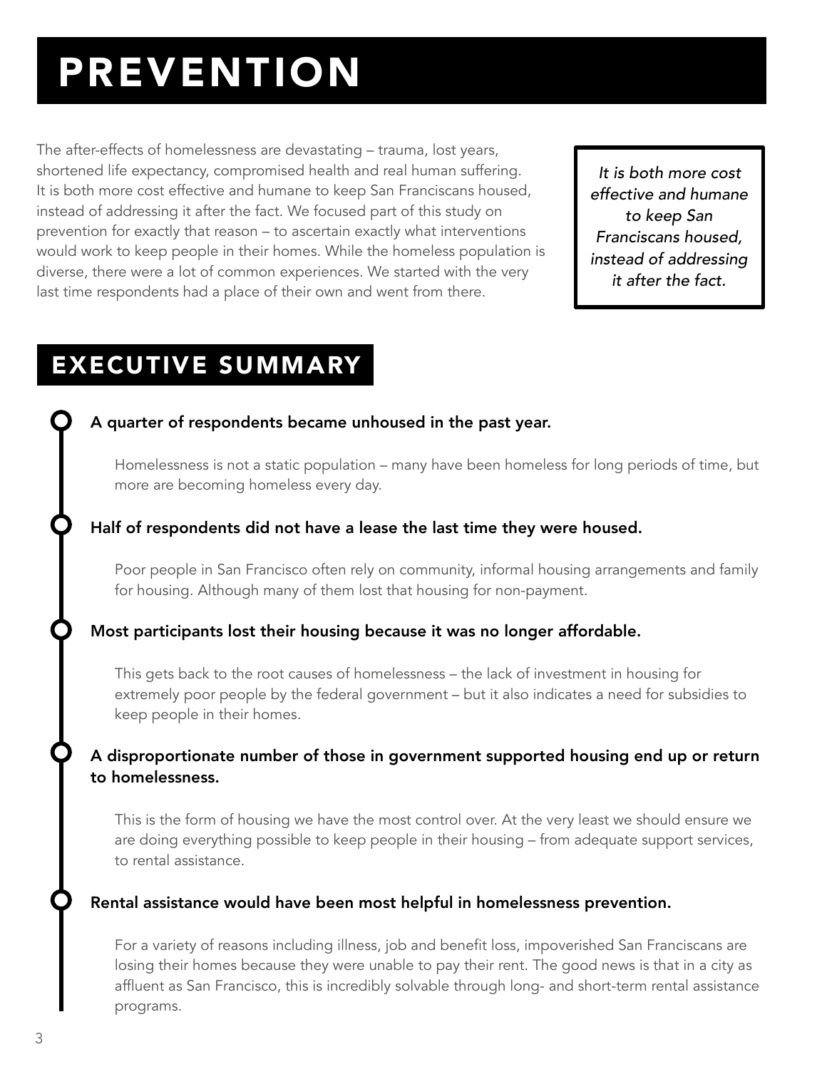# PREVENTION

The after-effects of homelessness are devastating – trauma, lost years, shortened life expectancy, compromised health and real human suffering. It is both more cost effective and humane to keep San Franciscans housed, instead of addressing it after the fact. We focused part of this study on prevention for exactly that reason – to ascertain exactly what interventions would work to keep people in their homes. While the homeless population is diverse, there were a lot of common experiences. We started with the very last time respondents had a place of their own and went from there.

> *It is both more cost effective and humane to keep San Franciscans housed, instead of addressing it after the fact.*

## EXECUTIVE SUMMARY

**A quarter of respondents became unhoused in the past year.**

Homelessness is not a static population – many have been homeless for long periods of time, but more are becoming homeless every day.

**Half of respondents did not have a lease the last time they were housed.**

Poor people in San Francisco often rely on community, informal housing arrangements and family for housing. Although many of them lost that housing for non-payment.

**Most participants lost their housing because it was no longer affordable.**

This gets back to the root causes of homelessness – the lack of investment in housing for extremely poor people by the federal government – but it also indicates a need for subsidies to keep people in their homes.

**A disproportionate number of those in government supported housing end up or return to homelessness.**

This is the form of housing we have the most control over. At the very least we should ensure we are doing everything possible to keep people in their housing – from adequate support services, to rental assistance.

**Rental assistance would have been most helpful in homelessness prevention.**

For a variety of reasons including illness, job and benefit loss, impoverished San Franciscans are losing their homes because they were unable to pay their rent. The good news is that in a city as affluent as San Francisco, this is incredibly solvable through long- and short-term rental assistance programs.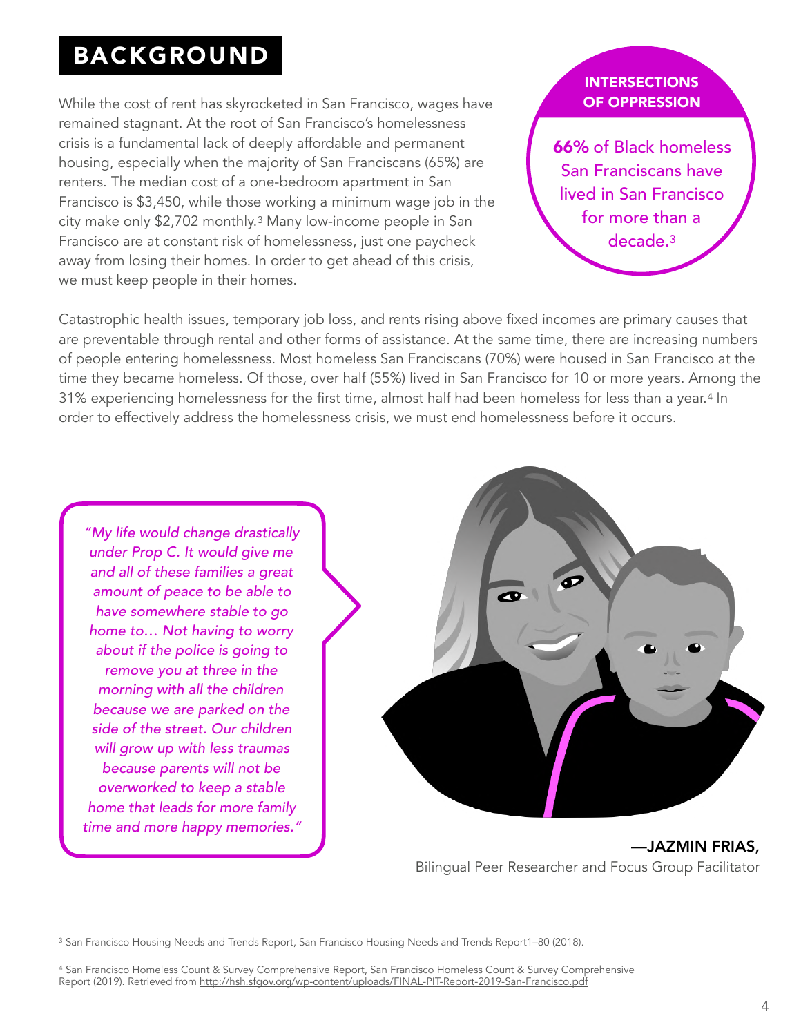# BACKGROUND

While the cost of rent has skyrocketed in San Francisco, wages have remained stagnant. At the root of San Francisco's homelessness crisis is a fundamental lack of deeply affordable and permanent housing, especially when the majority of San Franciscans (65%) are renters. The median cost of a one-bedroom apartment in San Francisco is $3,450, while those working a minimum wage job in the city make only $2,702 monthly.[3] Many low-income people in San Francisco are at constant risk of homelessness, just one paycheck away from losing their homes. In order to get ahead of this crisis, we must keep people in their homes.

**INTERSECTIONS OF OPPRESSION**

**66%** of Black homeless San Franciscans have lived in San Francisco for more than a decade.[3]

Catastrophic health issues, temporary job loss, and rents rising above fixed incomes are primary causes that are preventable through rental and other forms of assistance. At the same time, there are increasing numbers of people entering homelessness. Most homeless San Franciscans (70%) were housed in San Francisco at the time they became homeless. Of those, over half (55%) lived in San Francisco for 10 or more years. Among the 31% experiencing homelessness for the first time, almost half had been homeless for less than a year.[4] In order to effectively address the homelessness crisis, we must end homelessness before it occurs.

*"My life would change drastically under Prop C. It would give me and all of these families a great amount of peace to be able to have somewhere stable to go home to… Not having to worry about if the police is going to remove you at three in the morning with all the children because we are parked on the side of the street. Our children will grow up with less traumas because parents will not be overworked to keep a stable home that leads for more family time and more happy memories."*

—**JAZMIN FRIAS,**
Bilingual Peer Researcher and Focus Group Facilitator

[3] San Francisco Housing Needs and Trends Report, San Francisco Housing Needs and Trends Report1–80 (2018).

[4] San Francisco Homeless Count & Survey Comprehensive Report, San Francisco Homeless Count & Survey Comprehensive Report (2019). Retrieved from http://hsh.sfgov.org/wp-content/uploads/FINAL-PIT-Report-2019-San-Francisco.pdf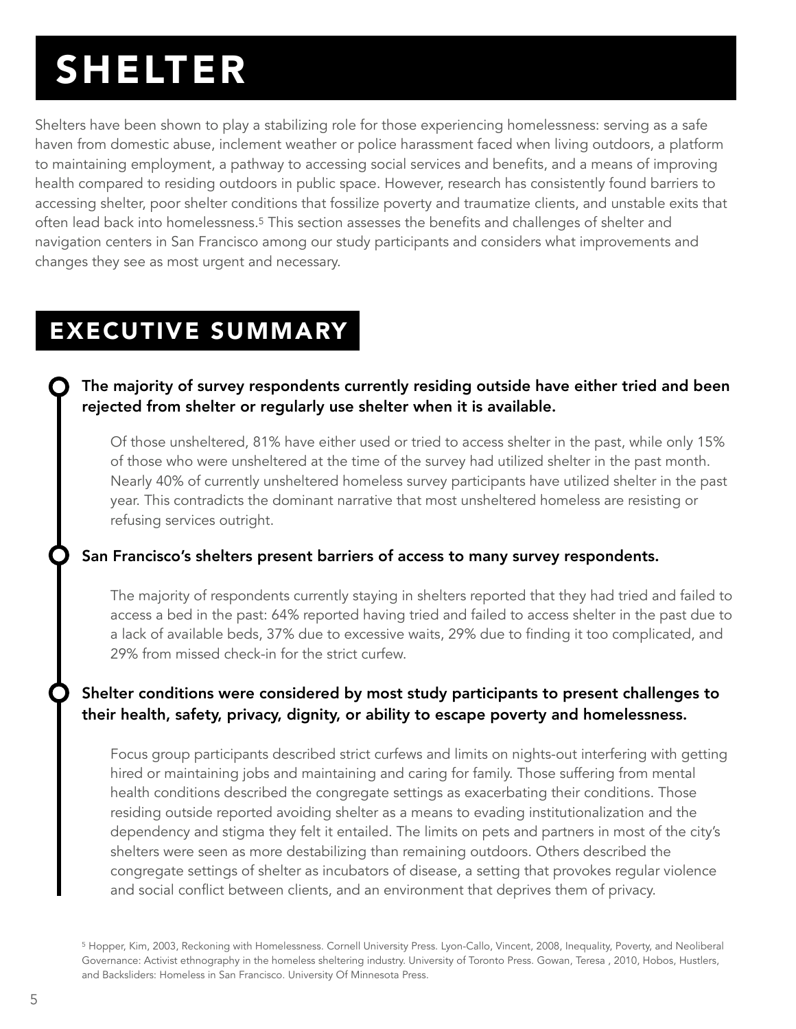# SHELTER

Shelters have been shown to play a stabilizing role for those experiencing homelessness: serving as a safe haven from domestic abuse, inclement weather or police harassment faced when living outdoors, a platform to maintaining employment, a pathway to accessing social services and benefits, and a means of improving health compared to residing outdoors in public space. However, research has consistently found barriers to accessing shelter, poor shelter conditions that fossilize poverty and traumatize clients, and unstable exits that often lead back into homelessness.[5] This section assesses the benefits and challenges of shelter and navigation centers in San Francisco among our study participants and considers what improvements and changes they see as most urgent and necessary.

## EXECUTIVE SUMMARY

**The majority of survey respondents currently residing outside have either tried and been rejected from shelter or regularly use shelter when it is available.**

Of those unsheltered, 81% have either used or tried to access shelter in the past, while only 15% of those who were unsheltered at the time of the survey had utilized shelter in the past month. Nearly 40% of currently unsheltered homeless survey participants have utilized shelter in the past year. This contradicts the dominant narrative that most unsheltered homeless are resisting or refusing services outright.

**San Francisco's shelters present barriers of access to many survey respondents.**

The majority of respondents currently staying in shelters reported that they had tried and failed to access a bed in the past: 64% reported having tried and failed to access shelter in the past due to a lack of available beds, 37% due to excessive waits, 29% due to finding it too complicated, and 29% from missed check-in for the strict curfew.

**Shelter conditions were considered by most study participants to present challenges to their health, safety, privacy, dignity, or ability to escape poverty and homelessness.**

Focus group participants described strict curfews and limits on nights-out interfering with getting hired or maintaining jobs and maintaining and caring for family. Those suffering from mental health conditions described the congregate settings as exacerbating their conditions. Those residing outside reported avoiding shelter as a means to evading institutionalization and the dependency and stigma they felt it entailed. The limits on pets and partners in most of the city's shelters were seen as more destabilizing than remaining outdoors. Others described the congregate settings of shelter as incubators of disease, a setting that provokes regular violence and social conflict between clients, and an environment that deprives them of privacy.

[5] Hopper, Kim, 2003, Reckoning with Homelessness. Cornell University Press. Lyon-Callo, Vincent, 2008, Inequality, Poverty, and Neoliberal Governance: Activist ethnography in the homeless sheltering industry. University of Toronto Press. Gowan, Teresa , 2010, Hobos, Hustlers, and Backsliders: Homeless in San Francisco. University Of Minnesota Press.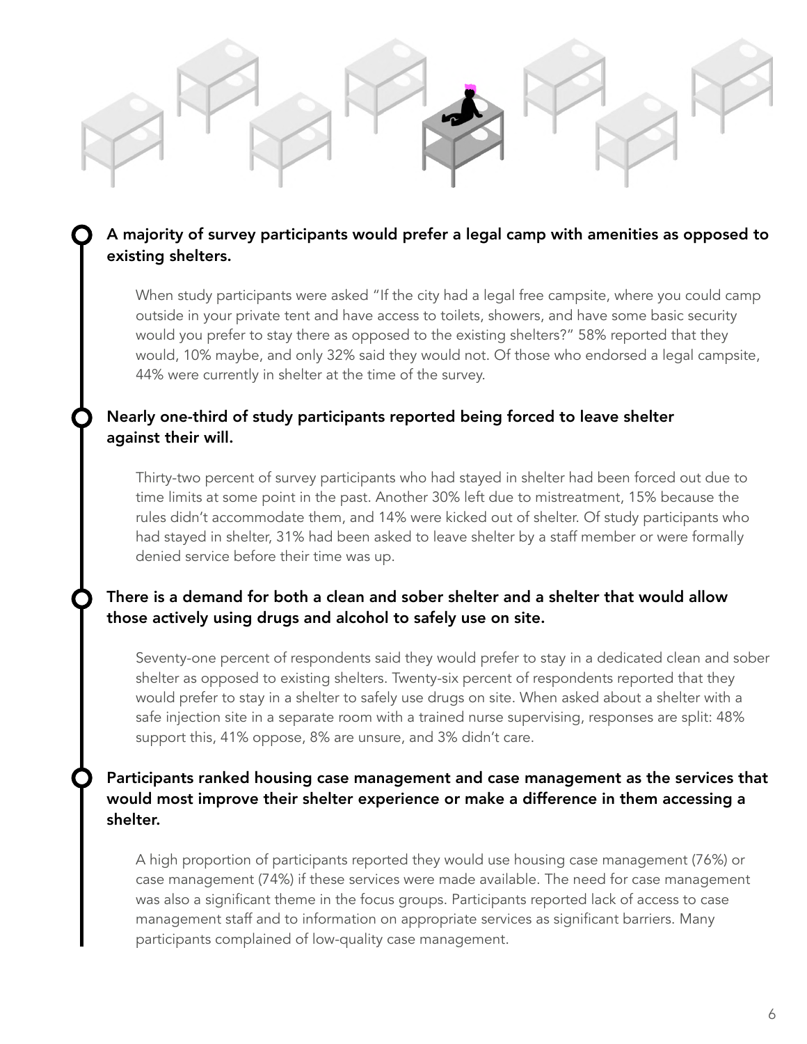### A majority of survey participants would prefer a legal camp with amenities as opposed to existing shelters.

When study participants were asked "If the city had a legal free campsite, where you could camp outside in your private tent and have access to toilets, showers, and have some basic security would you prefer to stay there as opposed to the existing shelters?" 58% reported that they would, 10% maybe, and only 32% said they would not. Of those who endorsed a legal campsite, 44% were currently in shelter at the time of the survey.

### Nearly one-third of study participants reported being forced to leave shelter against their will.

Thirty-two percent of survey participants who had stayed in shelter had been forced out due to time limits at some point in the past. Another 30% left due to mistreatment, 15% because the rules didn't accommodate them, and 14% were kicked out of shelter. Of study participants who had stayed in shelter, 31% had been asked to leave shelter by a staff member or were formally denied service before their time was up.

### There is a demand for both a clean and sober shelter and a shelter that would allow those actively using drugs and alcohol to safely use on site.

Seventy-one percent of respondents said they would prefer to stay in a dedicated clean and sober shelter as opposed to existing shelters. Twenty-six percent of respondents reported that they would prefer to stay in a shelter to safely use drugs on site. When asked about a shelter with a safe injection site in a separate room with a trained nurse supervising, responses are split: 48% support this, 41% oppose, 8% are unsure, and 3% didn't care.

### Participants ranked housing case management and case management as the services that would most improve their shelter experience or make a difference in them accessing a shelter.

A high proportion of participants reported they would use housing case management (76%) or case management (74%) if these services were made available. The need for case management was also a significant theme in the focus groups. Participants reported lack of access to case management staff and to information on appropriate services as significant barriers. Many participants complained of low-quality case management.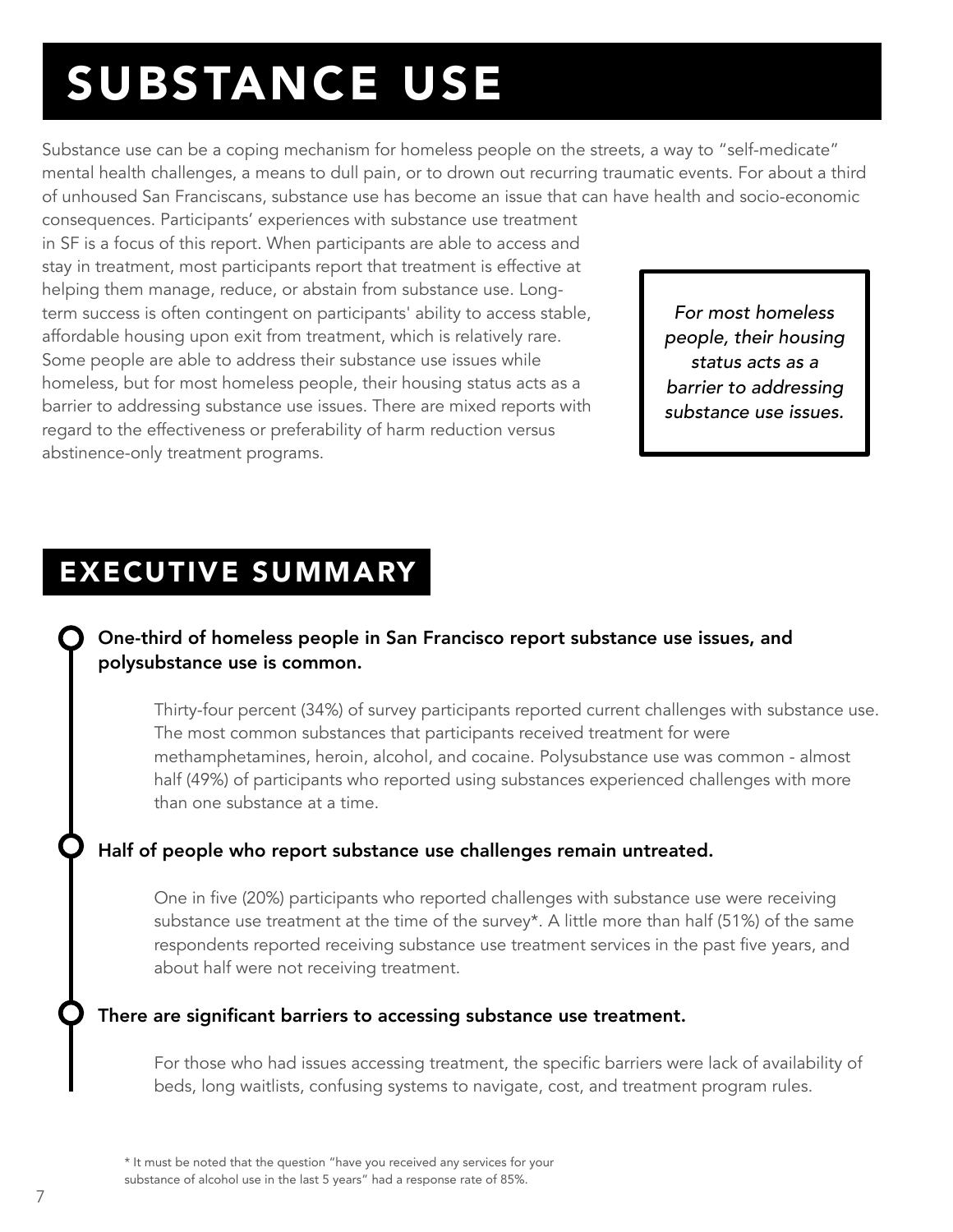# SUBSTANCE USE

Substance use can be a coping mechanism for homeless people on the streets, a way to "self-medicate" mental health challenges, a means to dull pain, or to drown out recurring traumatic events. For about a third of unhoused San Franciscans, substance use has become an issue that can have health and socio-economic consequences. Participants' experiences with substance use treatment in SF is a focus of this report. When participants are able to access and stay in treatment, most participants report that treatment is effective at helping them manage, reduce, or abstain from substance use. Long-term success is often contingent on participants' ability to access stable, affordable housing upon exit from treatment, which is relatively rare. Some people are able to address their substance use issues while homeless, but for most homeless people, their housing status acts as a barrier to addressing substance use issues. There are mixed reports with regard to the effectiveness or preferability of harm reduction versus abstinence-only treatment programs.

> *For most homeless people, their housing status acts as a barrier to addressing substance use issues.*

## EXECUTIVE SUMMARY

**One-third of homeless people in San Francisco report substance use issues, and polysubstance use is common.**

Thirty-four percent (34%) of survey participants reported current challenges with substance use. The most common substances that participants received treatment for were methamphetamines, heroin, alcohol, and cocaine. Polysubstance use was common - almost half (49%) of participants who reported using substances experienced challenges with more than one substance at a time.

**Half of people who report substance use challenges remain untreated.**

One in five (20%) participants who reported challenges with substance use were receiving substance use treatment at the time of the survey*. A little more than half (51%) of the same respondents reported receiving substance use treatment services in the past five years, and about half were not receiving treatment.

**There are significant barriers to accessing substance use treatment.**

For those who had issues accessing treatment, the specific barriers were lack of availability of beds, long waitlists, confusing systems to navigate, cost, and treatment program rules.

\* It must be noted that the question "have you received any services for your substance of alcohol use in the last 5 years" had a response rate of 85%.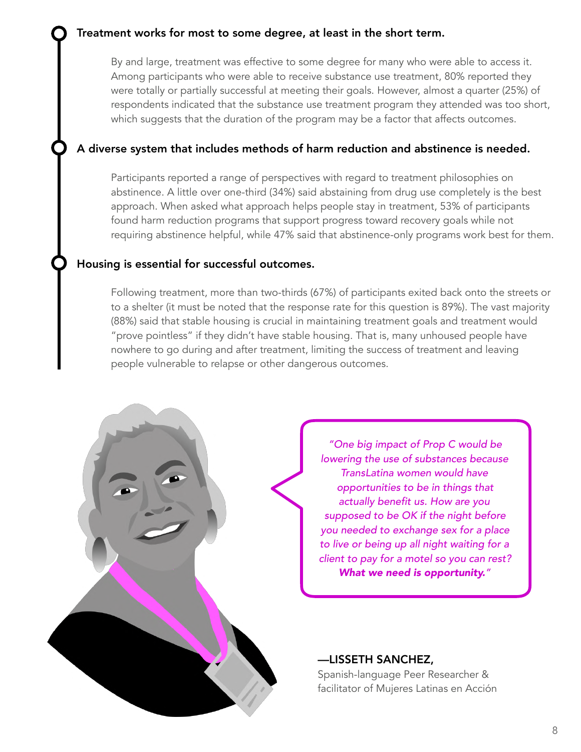### Treatment works for most to some degree, at least in the short term.

By and large, treatment was effective to some degree for many who were able to access it. Among participants who were able to receive substance use treatment, 80% reported they were totally or partially successful at meeting their goals. However, almost a quarter (25%) of respondents indicated that the substance use treatment program they attended was too short, which suggests that the duration of the program may be a factor that affects outcomes.

### A diverse system that includes methods of harm reduction and abstinence is needed.

Participants reported a range of perspectives with regard to treatment philosophies on abstinence. A little over one-third (34%) said abstaining from drug use completely is the best approach. When asked what approach helps people stay in treatment, 53% of participants found harm reduction programs that support progress toward recovery goals while not requiring abstinence helpful, while 47% said that abstinence-only programs work best for them.

### Housing is essential for successful outcomes.

Following treatment, more than two-thirds (67%) of participants exited back onto the streets or to a shelter (it must be noted that the response rate for this question is 89%). The vast majority (88%) said that stable housing is crucial in maintaining treatment goals and treatment would "prove pointless" if they didn't have stable housing. That is, many unhoused people have nowhere to go during and after treatment, limiting the success of treatment and leaving people vulnerable to relapse or other dangerous outcomes.

*"One big impact of Prop C would be lowering the use of substances because TransLatina women would have opportunities to be in things that actually benefit us. How are you supposed to be OK if the night before you needed to exchange sex for a place to live or being up all night waiting for a client to pay for a motel so you can rest?* ***What we need is opportunity.****"*

**—LISSETH SANCHEZ,**
Spanish-language Peer Researcher & facilitator of Mujeres Latinas en Acción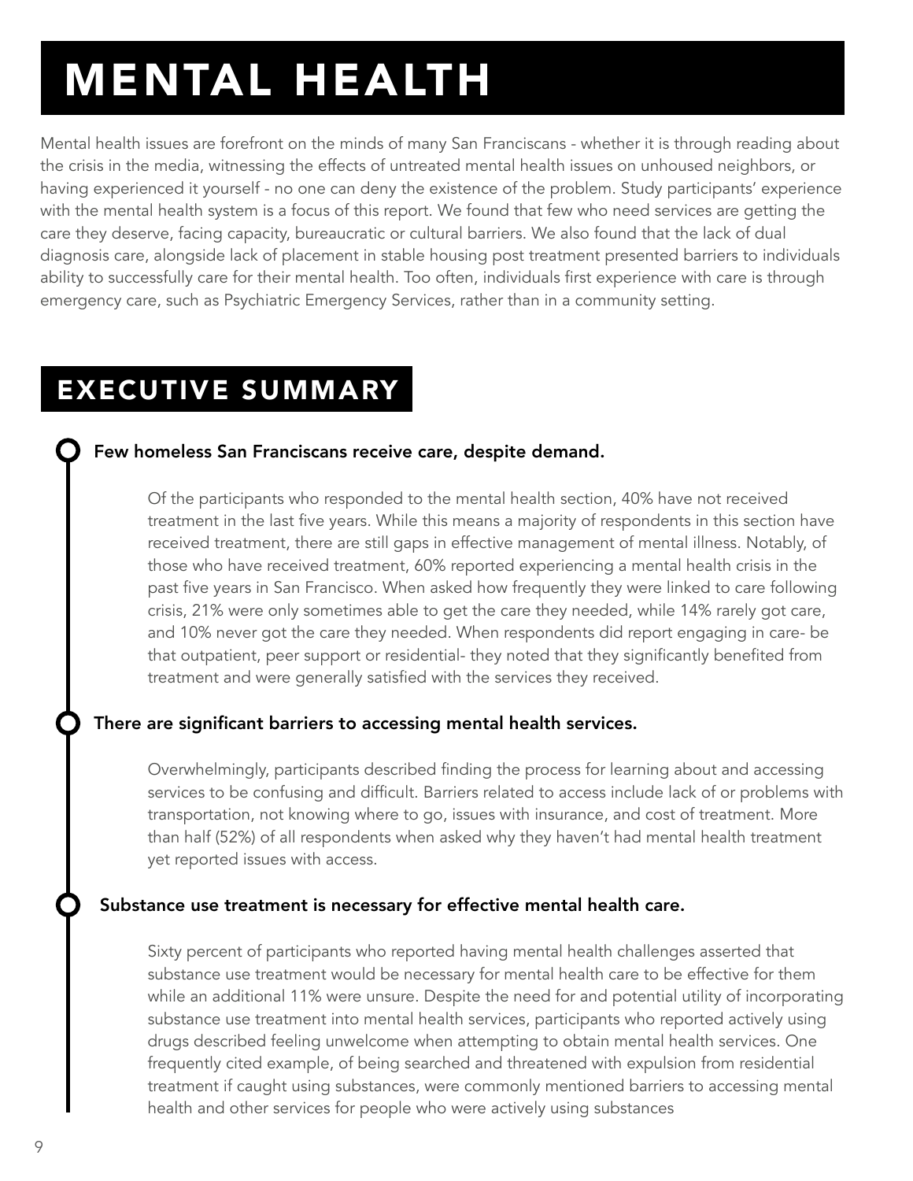# MENTAL HEALTH

Mental health issues are forefront on the minds of many San Franciscans - whether it is through reading about the crisis in the media, witnessing the effects of untreated mental health issues on unhoused neighbors, or having experienced it yourself - no one can deny the existence of the problem. Study participants' experience with the mental health system is a focus of this report. We found that few who need services are getting the care they deserve, facing capacity, bureaucratic or cultural barriers. We also found that the lack of dual diagnosis care, alongside lack of placement in stable housing post treatment presented barriers to individuals ability to successfully care for their mental health. Too often, individuals first experience with care is through emergency care, such as Psychiatric Emergency Services, rather than in a community setting.

## EXECUTIVE SUMMARY

### Few homeless San Franciscans receive care, despite demand.

Of the participants who responded to the mental health section, 40% have not received treatment in the last five years. While this means a majority of respondents in this section have received treatment, there are still gaps in effective management of mental illness. Notably, of those who have received treatment, 60% reported experiencing a mental health crisis in the past five years in San Francisco. When asked how frequently they were linked to care following crisis, 21% were only sometimes able to get the care they needed, while 14% rarely got care, and 10% never got the care they needed. When respondents did report engaging in care- be that outpatient, peer support or residential- they noted that they significantly benefited from treatment and were generally satisfied with the services they received.

### There are significant barriers to accessing mental health services.

Overwhelmingly, participants described finding the process for learning about and accessing services to be confusing and difficult. Barriers related to access include lack of or problems with transportation, not knowing where to go, issues with insurance, and cost of treatment. More than half (52%) of all respondents when asked why they haven't had mental health treatment yet reported issues with access.

### Substance use treatment is necessary for effective mental health care.

Sixty percent of participants who reported having mental health challenges asserted that substance use treatment would be necessary for mental health care to be effective for them while an additional 11% were unsure. Despite the need for and potential utility of incorporating substance use treatment into mental health services, participants who reported actively using drugs described feeling unwelcome when attempting to obtain mental health services. One frequently cited example, of being searched and threatened with expulsion from residential treatment if caught using substances, were commonly mentioned barriers to accessing mental health and other services for people who were actively using substances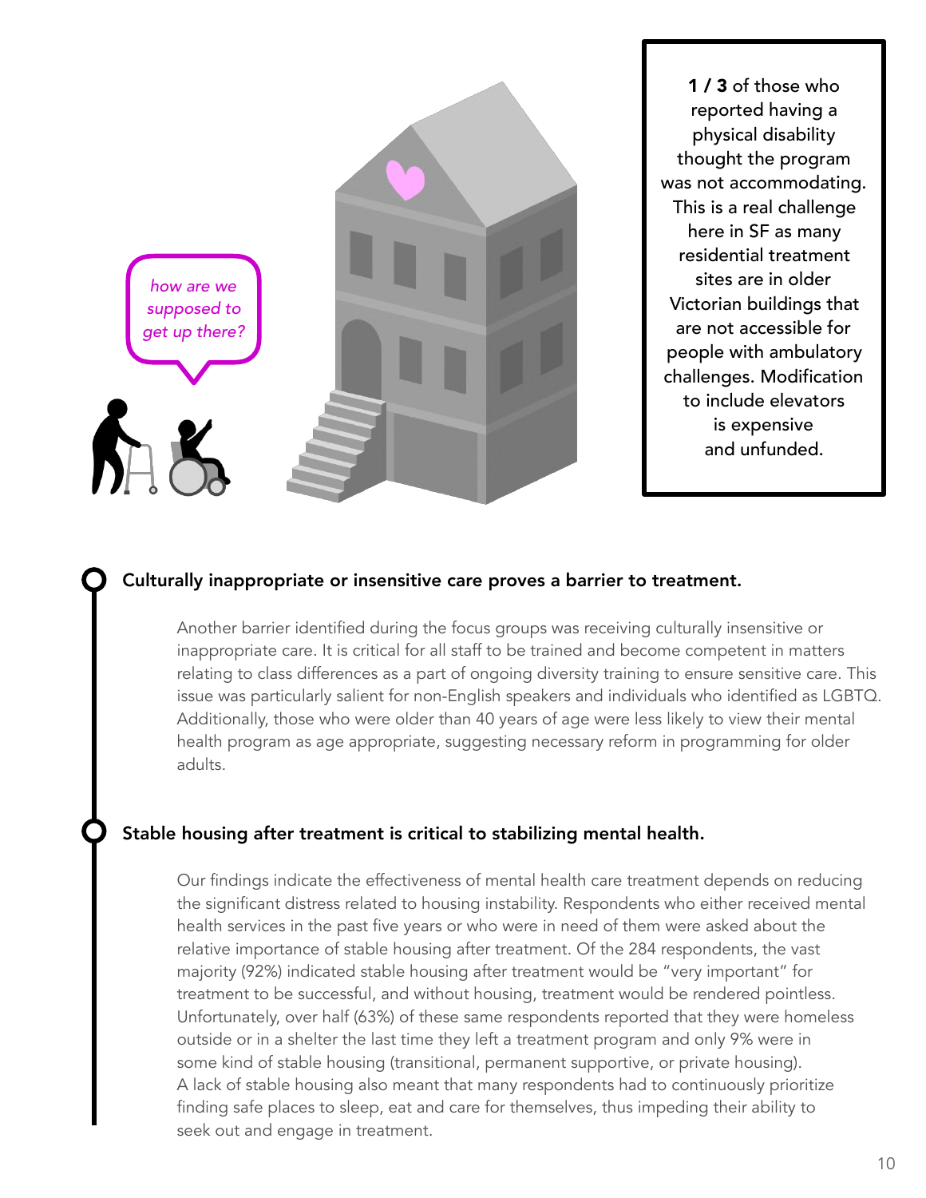*how are we supposed to get up there?*

**1 / 3** of those who reported having a physical disability thought the program was not accommodating. This is a real challenge here in SF as many residential treatment sites are in older Victorian buildings that are not accessible for people with ambulatory challenges. Modification to include elevators is expensive and unfunded.

### Culturally inappropriate or insensitive care proves a barrier to treatment.

Another barrier identified during the focus groups was receiving culturally insensitive or inappropriate care. It is critical for all staff to be trained and become competent in matters relating to class differences as a part of ongoing diversity training to ensure sensitive care. This issue was particularly salient for non-English speakers and individuals who identified as LGBTQ. Additionally, those who were older than 40 years of age were less likely to view their mental health program as age appropriate, suggesting necessary reform in programming for older adults.

### Stable housing after treatment is critical to stabilizing mental health.

Our findings indicate the effectiveness of mental health care treatment depends on reducing the significant distress related to housing instability. Respondents who either received mental health services in the past five years or who were in need of them were asked about the relative importance of stable housing after treatment. Of the 284 respondents, the vast majority (92%) indicated stable housing after treatment would be "very important" for treatment to be successful, and without housing, treatment would be rendered pointless. Unfortunately, over half (63%) of these same respondents reported that they were homeless outside or in a shelter the last time they left a treatment program and only 9% were in some kind of stable housing (transitional, permanent supportive, or private housing). A lack of stable housing also meant that many respondents had to continuously prioritize finding safe places to sleep, eat and care for themselves, thus impeding their ability to seek out and engage in treatment.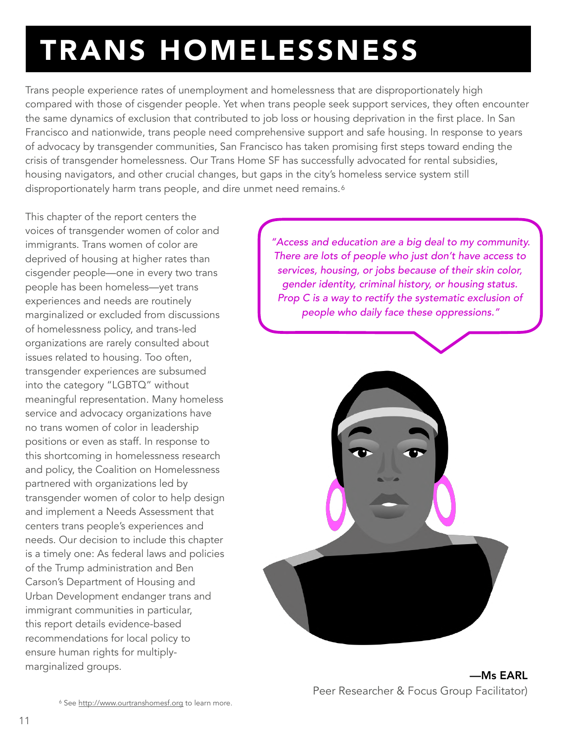# TRANS HOMELESSNESS

Trans people experience rates of unemployment and homelessness that are disproportionately high compared with those of cisgender people. Yet when trans people seek support services, they often encounter the same dynamics of exclusion that contributed to job loss or housing deprivation in the first place. In San Francisco and nationwide, trans people need comprehensive support and safe housing. In response to years of advocacy by transgender communities, San Francisco has taken promising first steps toward ending the crisis of transgender homelessness. Our Trans Home SF has successfully advocated for rental subsidies, housing navigators, and other crucial changes, but gaps in the city's homeless service system still disproportionately harm trans people, and dire unmet need remains.[6]

This chapter of the report centers the voices of transgender women of color and immigrants. Trans women of color are deprived of housing at higher rates than cisgender people—one in every two trans people has been homeless—yet trans experiences and needs are routinely marginalized or excluded from discussions of homelessness policy, and trans-led organizations are rarely consulted about issues related to housing. Too often, transgender experiences are subsumed into the category "LGBTQ" without meaningful representation. Many homeless service and advocacy organizations have no trans women of color in leadership positions or even as staff. In response to this shortcoming in homelessness research and policy, the Coalition on Homelessness partnered with organizations led by transgender women of color to help design and implement a Needs Assessment that centers trans people's experiences and needs. Our decision to include this chapter is a timely one: As federal laws and policies of the Trump administration and Ben Carson's Department of Housing and Urban Development endanger trans and immigrant communities in particular, this report details evidence-based recommendations for local policy to ensure human rights for multiply-marginalized groups.

*"Access and education are a big deal to my community. There are lots of people who just don't have access to services, housing, or jobs because of their skin color, gender identity, criminal history, or housing status. Prop C is a way to rectify the systematic exclusion of people who daily face these oppressions."*

**—Ms EARL**
Peer Researcher & Focus Group Facilitator)

[6] See http://www.ourtranshomesf.org to learn more.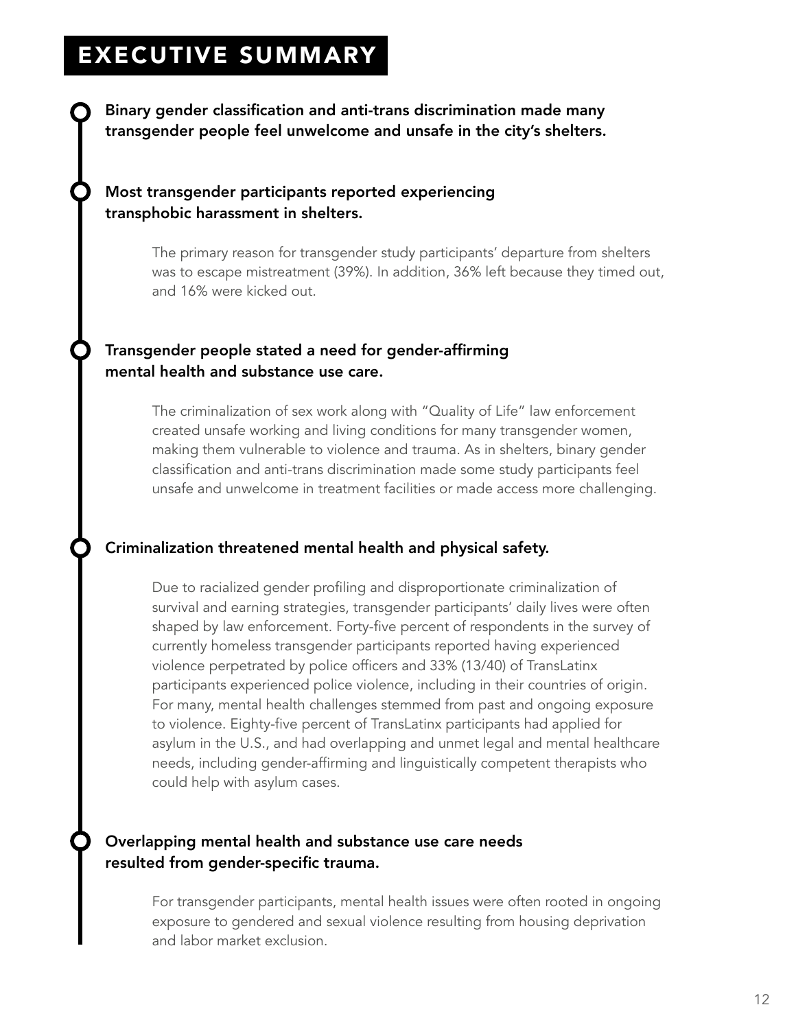# EXECUTIVE SUMMARY

**Binary gender classification and anti-trans discrimination made many transgender people feel unwelcome and unsafe in the city's shelters.**

**Most transgender participants reported experiencing transphobic harassment in shelters.**

The primary reason for transgender study participants' departure from shelters was to escape mistreatment (39%). In addition, 36% left because they timed out, and 16% were kicked out.

**Transgender people stated a need for gender-affirming mental health and substance use care.**

The criminalization of sex work along with "Quality of Life" law enforcement created unsafe working and living conditions for many transgender women, making them vulnerable to violence and trauma. As in shelters, binary gender classification and anti-trans discrimination made some study participants feel unsafe and unwelcome in treatment facilities or made access more challenging.

**Criminalization threatened mental health and physical safety.**

Due to racialized gender profiling and disproportionate criminalization of survival and earning strategies, transgender participants' daily lives were often shaped by law enforcement. Forty-five percent of respondents in the survey of currently homeless transgender participants reported having experienced violence perpetrated by police officers and 33% (13/40) of TransLatinx participants experienced police violence, including in their countries of origin. For many, mental health challenges stemmed from past and ongoing exposure to violence. Eighty-five percent of TransLatinx participants had applied for asylum in the U.S., and had overlapping and unmet legal and mental healthcare needs, including gender-affirming and linguistically competent therapists who could help with asylum cases.

**Overlapping mental health and substance use care needs resulted from gender-specific trauma.**

For transgender participants, mental health issues were often rooted in ongoing exposure to gendered and sexual violence resulting from housing deprivation and labor market exclusion.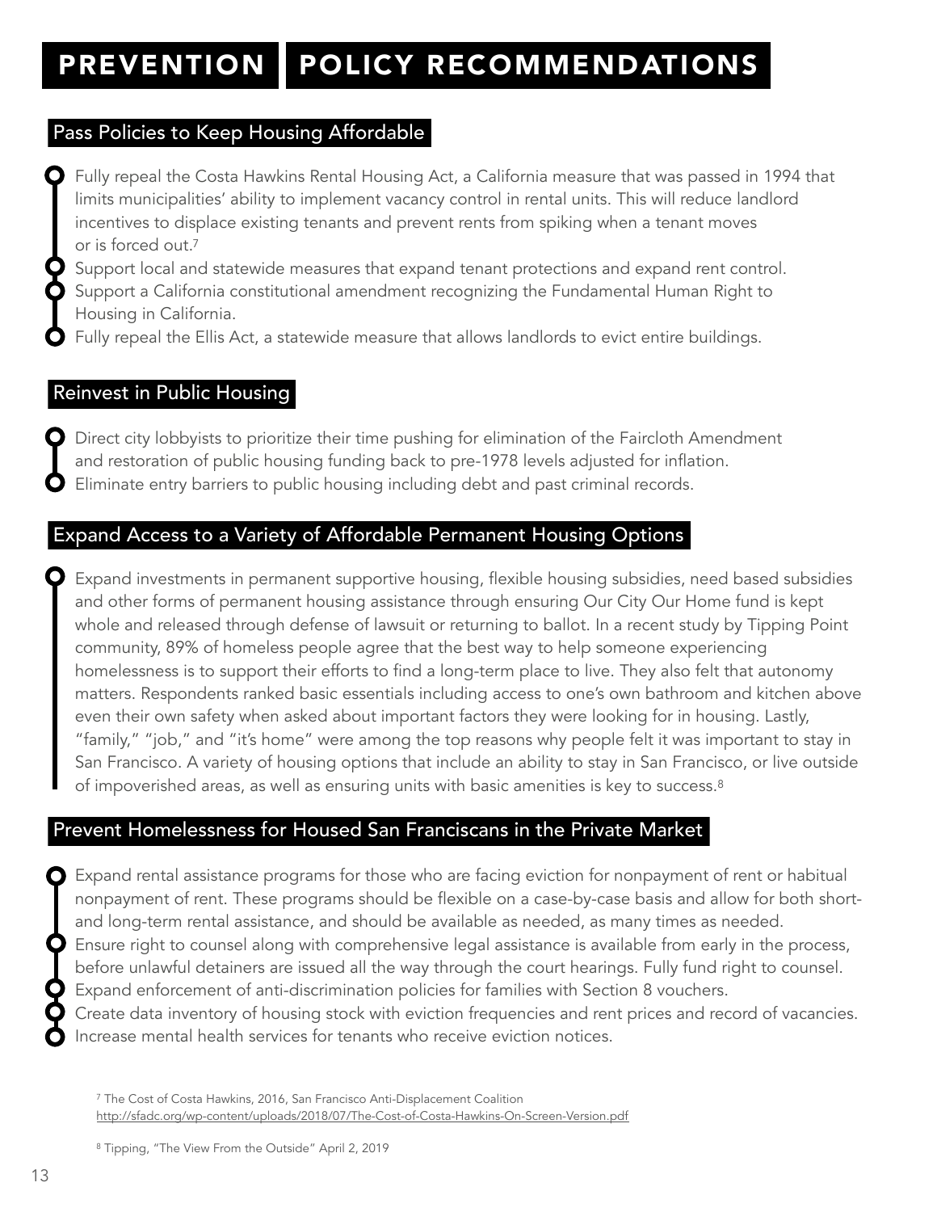# PREVENTION POLICY RECOMMENDATIONS

## Pass Policies to Keep Housing Affordable

- Fully repeal the Costa Hawkins Rental Housing Act, a California measure that was passed in 1994 that limits municipalities' ability to implement vacancy control in rental units. This will reduce landlord incentives to displace existing tenants and prevent rents from spiking when a tenant moves or is forced out.[7]
- Support local and statewide measures that expand tenant protections and expand rent control.
- Support a California constitutional amendment recognizing the Fundamental Human Right to Housing in California.
- Fully repeal the Ellis Act, a statewide measure that allows landlords to evict entire buildings.

## Reinvest in Public Housing

- Direct city lobbyists to prioritize their time pushing for elimination of the Faircloth Amendment and restoration of public housing funding back to pre-1978 levels adjusted for inflation.
- Eliminate entry barriers to public housing including debt and past criminal records.

## Expand Access to a Variety of Affordable Permanent Housing Options

- Expand investments in permanent supportive housing, flexible housing subsidies, need based subsidies and other forms of permanent housing assistance through ensuring Our City Our Home fund is kept whole and released through defense of lawsuit or returning to ballot. In a recent study by Tipping Point community, 89% of homeless people agree that the best way to help someone experiencing homelessness is to support their efforts to find a long-term place to live. They also felt that autonomy matters. Respondents ranked basic essentials including access to one's own bathroom and kitchen above even their own safety when asked about important factors they were looking for in housing. Lastly, "family," "job," and "it's home" were among the top reasons why people felt it was important to stay in San Francisco. A variety of housing options that include an ability to stay in San Francisco, or live outside of impoverished areas, as well as ensuring units with basic amenities is key to success.[8]

## Prevent Homelessness for Housed San Franciscans in the Private Market

- Expand rental assistance programs for those who are facing eviction for nonpayment of rent or habitual nonpayment of rent. These programs should be flexible on a case-by-case basis and allow for both short- and long-term rental assistance, and should be available as needed, as many times as needed.
- Ensure right to counsel along with comprehensive legal assistance is available from early in the process, before unlawful detainers are issued all the way through the court hearings. Fully fund right to counsel.
- Expand enforcement of anti-discrimination policies for families with Section 8 vouchers.
- Create data inventory of housing stock with eviction frequencies and rent prices and record of vacancies.
- Increase mental health services for tenants who receive eviction notices.

[7] The Cost of Costa Hawkins, 2016, San Francisco Anti-Displacement Coalition http://sfadc.org/wp-content/uploads/2018/07/The-Cost-of-Costa-Hawkins-On-Screen-Version.pdf

[8] Tipping, "The View From the Outside" April 2, 2019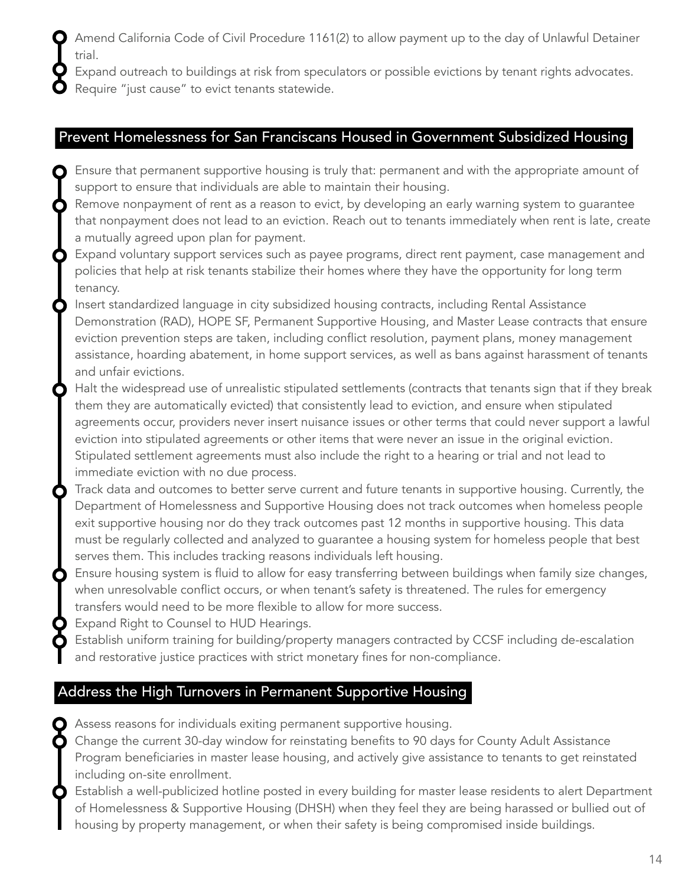- Amend California Code of Civil Procedure 1161(2) to allow payment up to the day of Unlawful Detainer trial.
- Expand outreach to buildings at risk from speculators or possible evictions by tenant rights advocates.
- Require "just cause" to evict tenants statewide.

## Prevent Homelessness for San Franciscans Housed in Government Subsidized Housing

- Ensure that permanent supportive housing is truly that: permanent and with the appropriate amount of support to ensure that individuals are able to maintain their housing.
- Remove nonpayment of rent as a reason to evict, by developing an early warning system to guarantee that nonpayment does not lead to an eviction. Reach out to tenants immediately when rent is late, create a mutually agreed upon plan for payment.
- Expand voluntary support services such as payee programs, direct rent payment, case management and policies that help at risk tenants stabilize their homes where they have the opportunity for long term tenancy.
- Insert standardized language in city subsidized housing contracts, including Rental Assistance Demonstration (RAD), HOPE SF, Permanent Supportive Housing, and Master Lease contracts that ensure eviction prevention steps are taken, including conflict resolution, payment plans, money management assistance, hoarding abatement, in home support services, as well as bans against harassment of tenants and unfair evictions.
- Halt the widespread use of unrealistic stipulated settlements (contracts that tenants sign that if they break them they are automatically evicted) that consistently lead to eviction, and ensure when stipulated agreements occur, providers never insert nuisance issues or other terms that could never support a lawful eviction into stipulated agreements or other items that were never an issue in the original eviction. Stipulated settlement agreements must also include the right to a hearing or trial and not lead to immediate eviction with no due process.
- Track data and outcomes to better serve current and future tenants in supportive housing. Currently, the Department of Homelessness and Supportive Housing does not track outcomes when homeless people exit supportive housing nor do they track outcomes past 12 months in supportive housing. This data must be regularly collected and analyzed to guarantee a housing system for homeless people that best serves them. This includes tracking reasons individuals left housing.
- Ensure housing system is fluid to allow for easy transferring between buildings when family size changes, when unresolvable conflict occurs, or when tenant's safety is threatened. The rules for emergency transfers would need to be more flexible to allow for more success.
- Expand Right to Counsel to HUD Hearings.
- Establish uniform training for building/property managers contracted by CCSF including de-escalation and restorative justice practices with strict monetary fines for non-compliance.

## Address the High Turnovers in Permanent Supportive Housing

- Assess reasons for individuals exiting permanent supportive housing.
- Change the current 30-day window for reinstating benefits to 90 days for County Adult Assistance Program beneficiaries in master lease housing, and actively give assistance to tenants to get reinstated including on-site enrollment.
- Establish a well-publicized hotline posted in every building for master lease residents to alert Department of Homelessness & Supportive Housing (DHSH) when they feel they are being harassed or bullied out of housing by property management, or when their safety is being compromised inside buildings.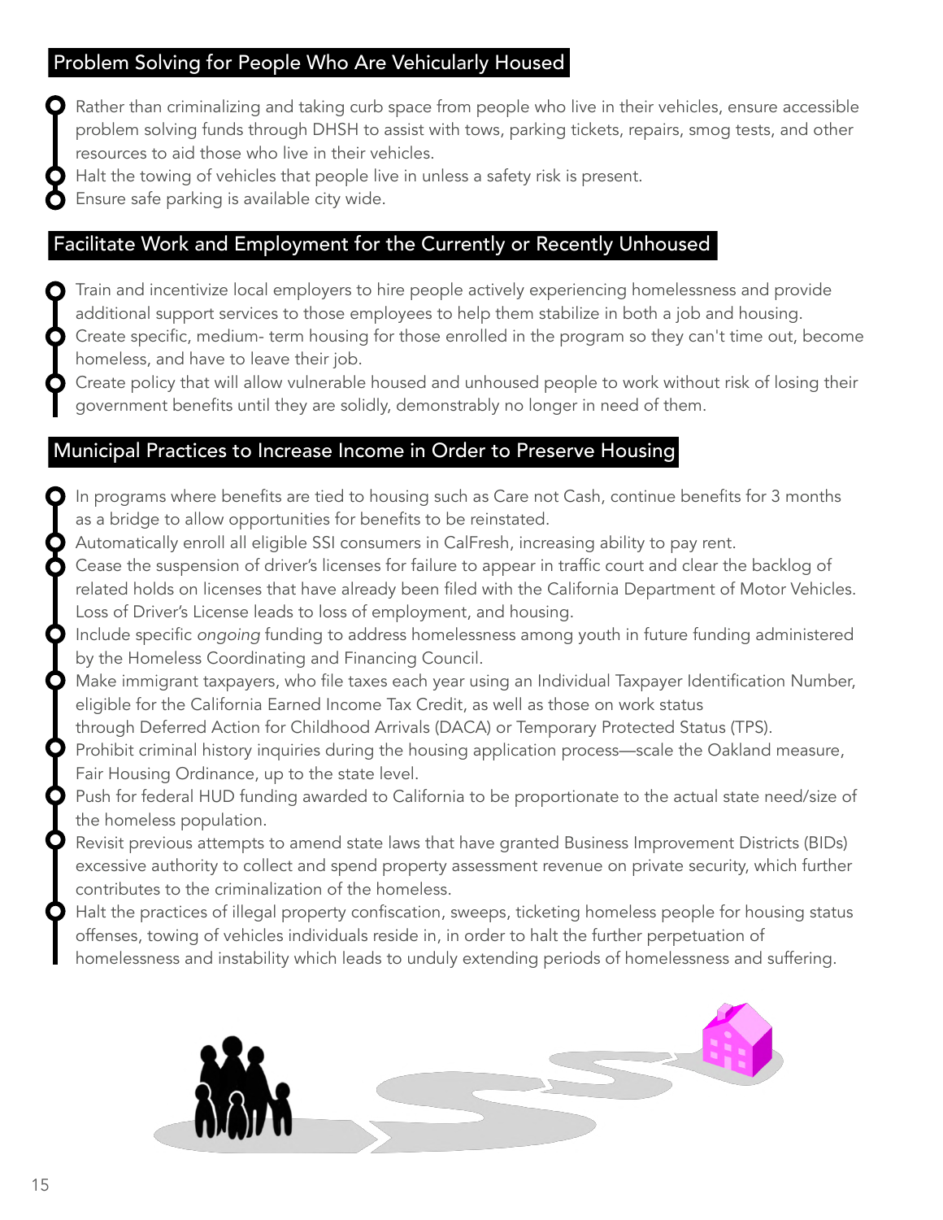## Problem Solving for People Who Are Vehicularly Housed

- Rather than criminalizing and taking curb space from people who live in their vehicles, ensure accessible problem solving funds through DHSH to assist with tows, parking tickets, repairs, smog tests, and other resources to aid those who live in their vehicles.
- Halt the towing of vehicles that people live in unless a safety risk is present.
- Ensure safe parking is available city wide.

## Facilitate Work and Employment for the Currently or Recently Unhoused

- Train and incentivize local employers to hire people actively experiencing homelessness and provide additional support services to those employees to help them stabilize in both a job and housing.
- Create specific, medium- term housing for those enrolled in the program so they can't time out, become homeless, and have to leave their job.
- Create policy that will allow vulnerable housed and unhoused people to work without risk of losing their government benefits until they are solidly, demonstrably no longer in need of them.

## Municipal Practices to Increase Income in Order to Preserve Housing

- In programs where benefits are tied to housing such as Care not Cash, continue benefits for 3 months as a bridge to allow opportunities for benefits to be reinstated.
- Automatically enroll all eligible SSI consumers in CalFresh, increasing ability to pay rent.
- Cease the suspension of driver's licenses for failure to appear in traffic court and clear the backlog of related holds on licenses that have already been filed with the California Department of Motor Vehicles. Loss of Driver's License leads to loss of employment, and housing.
- Include specific *ongoing* funding to address homelessness among youth in future funding administered by the Homeless Coordinating and Financing Council.
- Make immigrant taxpayers, who file taxes each year using an Individual Taxpayer Identification Number, eligible for the California Earned Income Tax Credit, as well as those on work status through Deferred Action for Childhood Arrivals (DACA) or Temporary Protected Status (TPS).
- Prohibit criminal history inquiries during the housing application process—scale the Oakland measure, Fair Housing Ordinance, up to the state level.
- Push for federal HUD funding awarded to California to be proportionate to the actual state need/size of the homeless population.
- Revisit previous attempts to amend state laws that have granted Business Improvement Districts (BIDs) excessive authority to collect and spend property assessment revenue on private security, which further contributes to the criminalization of the homeless.
- Halt the practices of illegal property confiscation, sweeps, ticketing homeless people for housing status offenses, towing of vehicles individuals reside in, in order to halt the further perpetuation of homelessness and instability which leads to unduly extending periods of homelessness and suffering.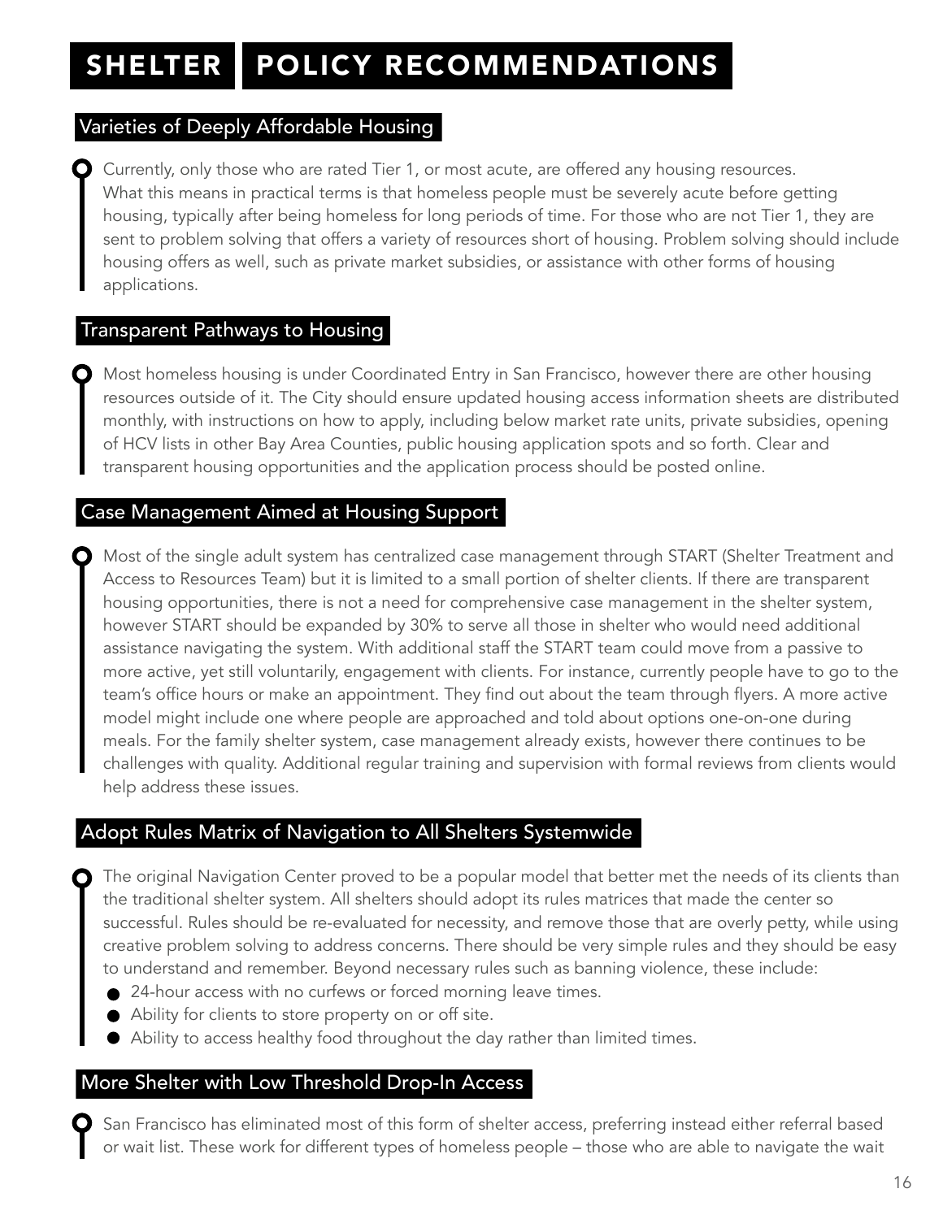# SHELTER POLICY RECOMMENDATIONS

## Varieties of Deeply Affordable Housing

Currently, only those who are rated Tier 1, or most acute, are offered any housing resources. What this means in practical terms is that homeless people must be severely acute before getting housing, typically after being homeless for long periods of time. For those who are not Tier 1, they are sent to problem solving that offers a variety of resources short of housing. Problem solving should include housing offers as well, such as private market subsidies, or assistance with other forms of housing applications.

## Transparent Pathways to Housing

Most homeless housing is under Coordinated Entry in San Francisco, however there are other housing resources outside of it. The City should ensure updated housing access information sheets are distributed monthly, with instructions on how to apply, including below market rate units, private subsidies, opening of HCV lists in other Bay Area Counties, public housing application spots and so forth. Clear and transparent housing opportunities and the application process should be posted online.

## Case Management Aimed at Housing Support

Most of the single adult system has centralized case management through START (Shelter Treatment and Access to Resources Team) but it is limited to a small portion of shelter clients. If there are transparent housing opportunities, there is not a need for comprehensive case management in the shelter system, however START should be expanded by 30% to serve all those in shelter who would need additional assistance navigating the system. With additional staff the START team could move from a passive to more active, yet still voluntarily, engagement with clients. For instance, currently people have to go to the team's office hours or make an appointment. They find out about the team through flyers. A more active model might include one where people are approached and told about options one-on-one during meals. For the family shelter system, case management already exists, however there continues to be challenges with quality. Additional regular training and supervision with formal reviews from clients would help address these issues.

## Adopt Rules Matrix of Navigation to All Shelters Systemwide

The original Navigation Center proved to be a popular model that better met the needs of its clients than the traditional shelter system. All shelters should adopt its rules matrices that made the center so successful. Rules should be re-evaluated for necessity, and remove those that are overly petty, while using creative problem solving to address concerns. There should be very simple rules and they should be easy to understand and remember. Beyond necessary rules such as banning violence, these include:

- 24-hour access with no curfews or forced morning leave times.
- Ability for clients to store property on or off site.
- Ability to access healthy food throughout the day rather than limited times.

## More Shelter with Low Threshold Drop-In Access

San Francisco has eliminated most of this form of shelter access, preferring instead either referral based or wait list. These work for different types of homeless people – those who are able to navigate the wait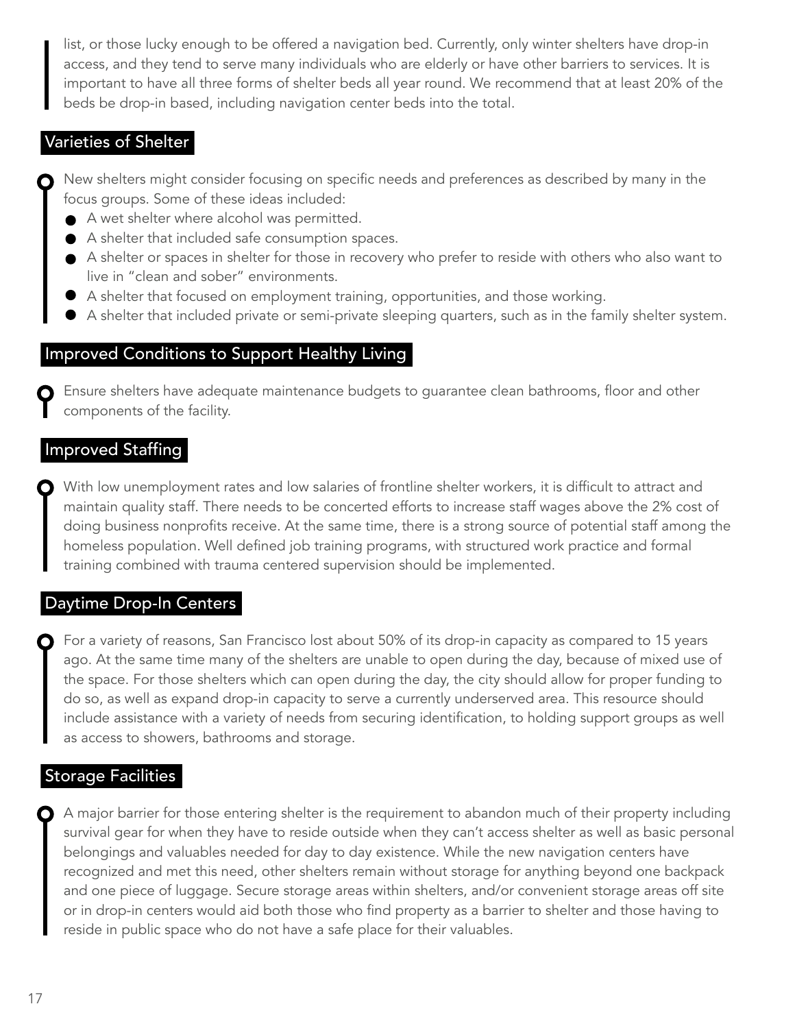list, or those lucky enough to be offered a navigation bed. Currently, only winter shelters have drop-in access, and they tend to serve many individuals who are elderly or have other barriers to services. It is important to have all three forms of shelter beds all year round. We recommend that at least 20% of the beds be drop-in based, including navigation center beds into the total.

## Varieties of Shelter

New shelters might consider focusing on specific needs and preferences as described by many in the focus groups. Some of these ideas included:

- A wet shelter where alcohol was permitted.
- A shelter that included safe consumption spaces.
- A shelter or spaces in shelter for those in recovery who prefer to reside with others who also want to live in "clean and sober" environments.
- A shelter that focused on employment training, opportunities, and those working.
- A shelter that included private or semi-private sleeping quarters, such as in the family shelter system.

## Improved Conditions to Support Healthy Living

Ensure shelters have adequate maintenance budgets to guarantee clean bathrooms, floor and other components of the facility.

## Improved Staffing

With low unemployment rates and low salaries of frontline shelter workers, it is difficult to attract and maintain quality staff. There needs to be concerted efforts to increase staff wages above the 2% cost of doing business nonprofits receive. At the same time, there is a strong source of potential staff among the homeless population. Well defined job training programs, with structured work practice and formal training combined with trauma centered supervision should be implemented.

## Daytime Drop-In Centers

For a variety of reasons, San Francisco lost about 50% of its drop-in capacity as compared to 15 years ago. At the same time many of the shelters are unable to open during the day, because of mixed use of the space. For those shelters which can open during the day, the city should allow for proper funding to do so, as well as expand drop-in capacity to serve a currently underserved area. This resource should include assistance with a variety of needs from securing identification, to holding support groups as well as access to showers, bathrooms and storage.

## Storage Facilities

A major barrier for those entering shelter is the requirement to abandon much of their property including survival gear for when they have to reside outside when they can't access shelter as well as basic personal belongings and valuables needed for day to day existence. While the new navigation centers have recognized and met this need, other shelters remain without storage for anything beyond one backpack and one piece of luggage. Secure storage areas within shelters, and/or convenient storage areas off site or in drop-in centers would aid both those who find property as a barrier to shelter and those having to reside in public space who do not have a safe place for their valuables.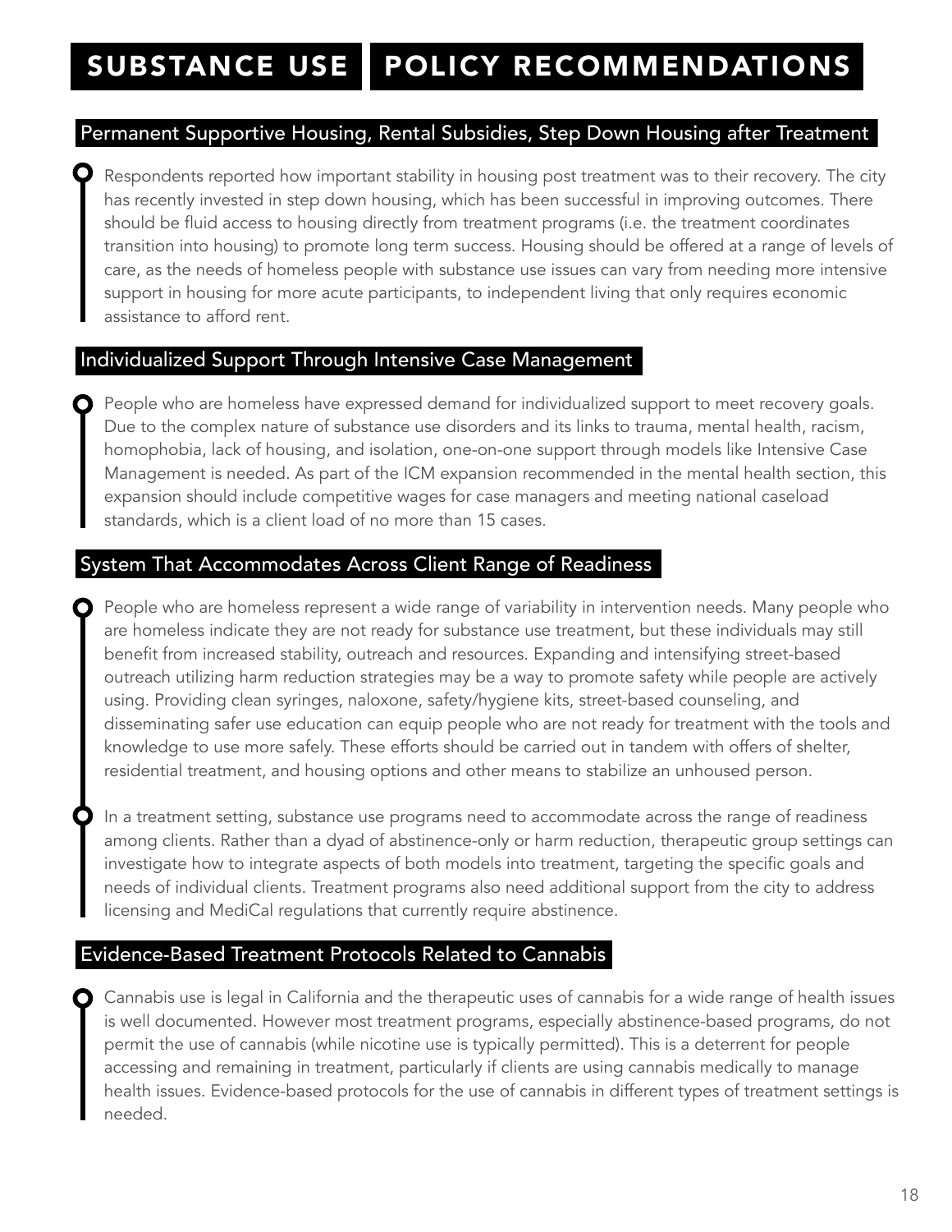# SUBSTANCE USE POLICY RECOMMENDATIONS

## Permanent Supportive Housing, Rental Subsidies, Step Down Housing after Treatment

Respondents reported how important stability in housing post treatment was to their recovery. The city has recently invested in step down housing, which has been successful in improving outcomes. There should be fluid access to housing directly from treatment programs (i.e. the treatment coordinates transition into housing) to promote long term success. Housing should be offered at a range of levels of care, as the needs of homeless people with substance use issues can vary from needing more intensive support in housing for more acute participants, to independent living that only requires economic assistance to afford rent.

## Individualized Support Through Intensive Case Management

People who are homeless have expressed demand for individualized support to meet recovery goals. Due to the complex nature of substance use disorders and its links to trauma, mental health, racism, homophobia, lack of housing, and isolation, one-on-one support through models like Intensive Case Management is needed. As part of the ICM expansion recommended in the mental health section, this expansion should include competitive wages for case managers and meeting national caseload standards, which is a client load of no more than 15 cases.

## System That Accommodates Across Client Range of Readiness

People who are homeless represent a wide range of variability in intervention needs. Many people who are homeless indicate they are not ready for substance use treatment, but these individuals may still benefit from increased stability, outreach and resources. Expanding and intensifying street-based outreach utilizing harm reduction strategies may be a way to promote safety while people are actively using. Providing clean syringes, naloxone, safety/hygiene kits, street-based counseling, and disseminating safer use education can equip people who are not ready for treatment with the tools and knowledge to use more safely. These efforts should be carried out in tandem with offers of shelter, residential treatment, and housing options and other means to stabilize an unhoused person.

In a treatment setting, substance use programs need to accommodate across the range of readiness among clients. Rather than a dyad of abstinence-only or harm reduction, therapeutic group settings can investigate how to integrate aspects of both models into treatment, targeting the specific goals and needs of individual clients. Treatment programs also need additional support from the city to address licensing and MediCal regulations that currently require abstinence.

## Evidence-Based Treatment Protocols Related to Cannabis

Cannabis use is legal in California and the therapeutic uses of cannabis for a wide range of health issues is well documented. However most treatment programs, especially abstinence-based programs, do not permit the use of cannabis (while nicotine use is typically permitted). This is a deterrent for people accessing and remaining in treatment, particularly if clients are using cannabis medically to manage health issues. Evidence-based protocols for the use of cannabis in different types of treatment settings is needed.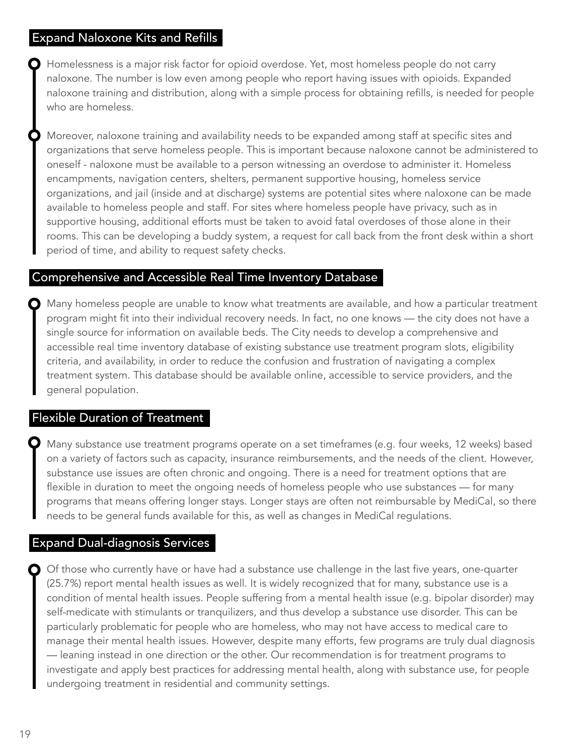## Expand Naloxone Kits and Refills

Homelessness is a major risk factor for opioid overdose. Yet, most homeless people do not carry naloxone. The number is low even among people who report having issues with opioids. Expanded naloxone training and distribution, along with a simple process for obtaining refills, is needed for people who are homeless.

Moreover, naloxone training and availability needs to be expanded among staff at specific sites and organizations that serve homeless people. This is important because naloxone cannot be administered to oneself - naloxone must be available to a person witnessing an overdose to administer it. Homeless encampments, navigation centers, shelters, permanent supportive housing, homeless service organizations, and jail (inside and at discharge) systems are potential sites where naloxone can be made available to homeless people and staff. For sites where homeless people have privacy, such as in supportive housing, additional efforts must be taken to avoid fatal overdoses of those alone in their rooms. This can be developing a buddy system, a request for call back from the front desk within a short period of time, and ability to request safety checks.

## Comprehensive and Accessible Real Time Inventory Database

Many homeless people are unable to know what treatments are available, and how a particular treatment program might fit into their individual recovery needs. In fact, no one knows — the city does not have a single source for information on available beds. The City needs to develop a comprehensive and accessible real time inventory database of existing substance use treatment program slots, eligibility criteria, and availability, in order to reduce the confusion and frustration of navigating a complex treatment system. This database should be available online, accessible to service providers, and the general population.

## Flexible Duration of Treatment

Many substance use treatment programs operate on a set timeframes (e.g. four weeks, 12 weeks) based on a variety of factors such as capacity, insurance reimbursements, and the needs of the client. However, substance use issues are often chronic and ongoing. There is a need for treatment options that are flexible in duration to meet the ongoing needs of homeless people who use substances — for many programs that means offering longer stays. Longer stays are often not reimbursable by MediCal, so there needs to be general funds available for this, as well as changes in MediCal regulations.

## Expand Dual-diagnosis Services

Of those who currently have or have had a substance use challenge in the last five years, one-quarter (25.7%) report mental health issues as well. It is widely recognized that for many, substance use is a condition of mental health issues. People suffering from a mental health issue (e.g. bipolar disorder) may self-medicate with stimulants or tranquilizers, and thus develop a substance use disorder. This can be particularly problematic for people who are homeless, who may not have access to medical care to manage their mental health issues. However, despite many efforts, few programs are truly dual diagnosis — leaning instead in one direction or the other. Our recommendation is for treatment programs to investigate and apply best practices for addressing mental health, along with substance use, for people undergoing treatment in residential and community settings.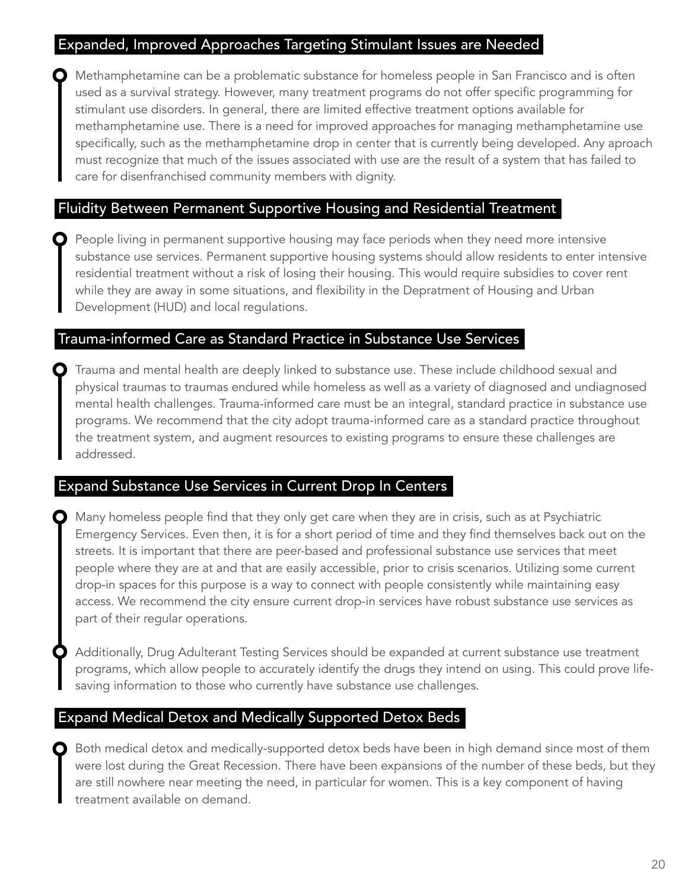## Expanded, Improved Approaches Targeting Stimulant Issues are Needed

Methamphetamine can be a problematic substance for homeless people in San Francisco and is often used as a survival strategy. However, many treatment programs do not offer specific programming for stimulant use disorders. In general, there are limited effective treatment options available for methamphetamine use. There is a need for improved approaches for managing methamphetamine use specifically, such as the methamphetamine drop in center that is currently being developed. Any aproach must recognize that much of the issues associated with use are the result of a system that has failed to care for disenfranchised community members with dignity.

## Fluidity Between Permanent Supportive Housing and Residential Treatment

People living in permanent supportive housing may face periods when they need more intensive substance use services. Permanent supportive housing systems should allow residents to enter intensive residential treatment without a risk of losing their housing. This would require subsidies to cover rent while they are away in some situations, and flexibility in the Depratment of Housing and Urban Development (HUD) and local regulations.

## Trauma-informed Care as Standard Practice in Substance Use Services

Trauma and mental health are deeply linked to substance use. These include childhood sexual and physical traumas to traumas endured while homeless as well as a variety of diagnosed and undiagnosed mental health challenges. Trauma-informed care must be an integral, standard practice in substance use programs. We recommend that the city adopt trauma-informed care as a standard practice throughout the treatment system, and augment resources to existing programs to ensure these challenges are addressed.

## Expand Substance Use Services in Current Drop In Centers

Many homeless people find that they only get care when they are in crisis, such as at Psychiatric Emergency Services. Even then, it is for a short period of time and they find themselves back out on the streets. It is important that there are peer-based and professional substance use services that meet people where they are at and that are easily accessible, prior to crisis scenarios. Utilizing some current drop-in spaces for this purpose is a way to connect with people consistently while maintaining easy access. We recommend the city ensure current drop-in services have robust substance use services as part of their regular operations.

Additionally, Drug Adulterant Testing Services should be expanded at current substance use treatment programs, which allow people to accurately identify the drugs they intend on using. This could prove life-saving information to those who currently have substance use challenges.

## Expand Medical Detox and Medically Supported Detox Beds

Both medical detox and medically-supported detox beds have been in high demand since most of them were lost during the Great Recession. There have been expansions of the number of these beds, but they are still nowhere near meeting the need, in particular for women. This is a key component of having treatment available on demand.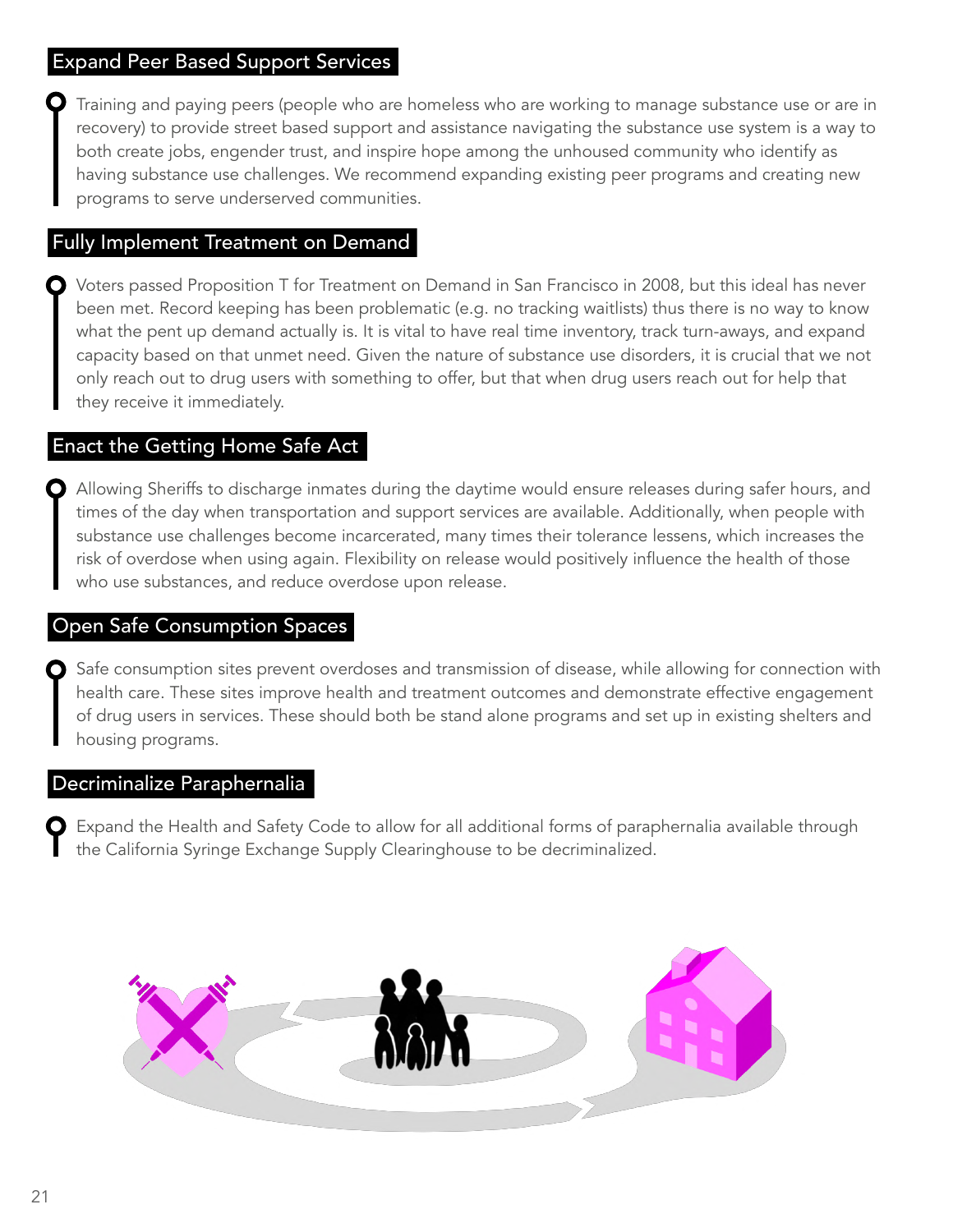## Expand Peer Based Support Services

Training and paying peers (people who are homeless who are working to manage substance use or are in recovery) to provide street based support and assistance navigating the substance use system is a way to both create jobs, engender trust, and inspire hope among the unhoused community who identify as having substance use challenges. We recommend expanding existing peer programs and creating new programs to serve underserved communities.

## Fully Implement Treatment on Demand

Voters passed Proposition T for Treatment on Demand in San Francisco in 2008, but this ideal has never been met. Record keeping has been problematic (e.g. no tracking waitlists) thus there is no way to know what the pent up demand actually is. It is vital to have real time inventory, track turn-aways, and expand capacity based on that unmet need. Given the nature of substance use disorders, it is crucial that we not only reach out to drug users with something to offer, but that when drug users reach out for help that they receive it immediately.

## Enact the Getting Home Safe Act

Allowing Sheriffs to discharge inmates during the daytime would ensure releases during safer hours, and times of the day when transportation and support services are available. Additionally, when people with substance use challenges become incarcerated, many times their tolerance lessens, which increases the risk of overdose when using again. Flexibility on release would positively influence the health of those who use substances, and reduce overdose upon release.

## Open Safe Consumption Spaces

Safe consumption sites prevent overdoses and transmission of disease, while allowing for connection with health care. These sites improve health and treatment outcomes and demonstrate effective engagement of drug users in services. These should both be stand alone programs and set up in existing shelters and housing programs.

## Decriminalize Paraphernalia

Expand the Health and Safety Code to allow for all additional forms of paraphernalia available through the California Syringe Exchange Supply Clearinghouse to be decriminalized.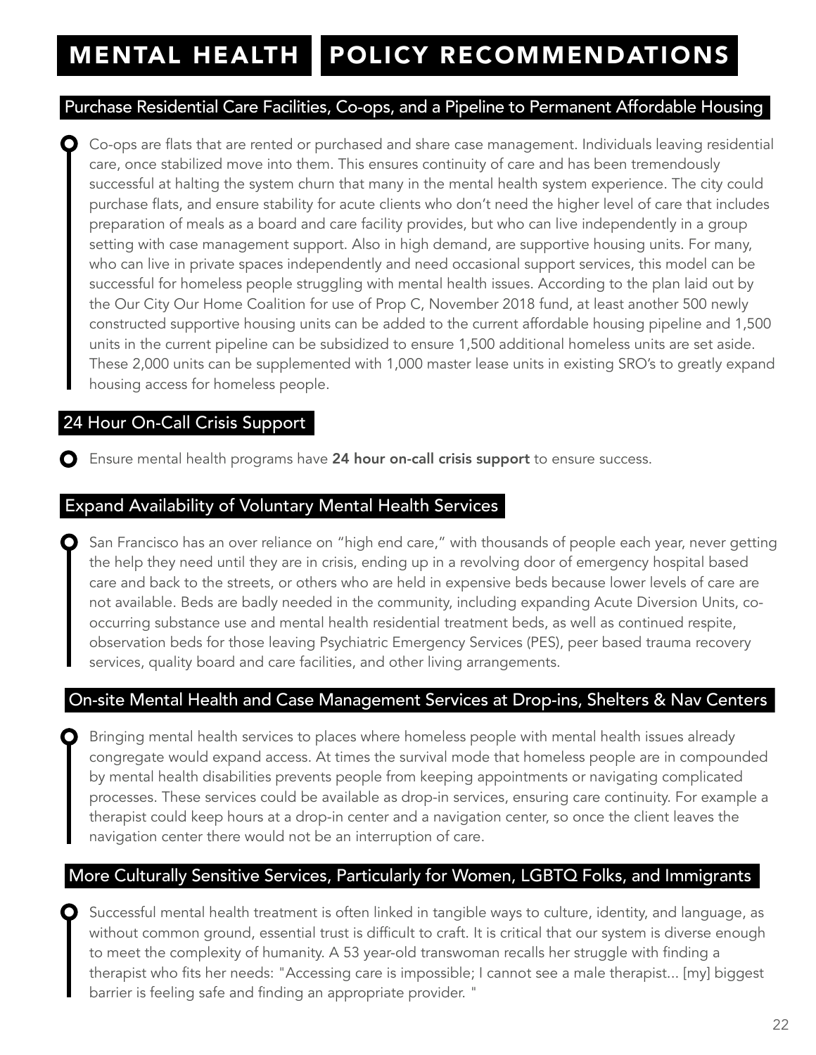# MENTAL HEALTH POLICY RECOMMENDATIONS

## Purchase Residential Care Facilities, Co-ops, and a Pipeline to Permanent Affordable Housing

Co-ops are flats that are rented or purchased and share case management. Individuals leaving residential care, once stabilized move into them. This ensures continuity of care and has been tremendously successful at halting the system churn that many in the mental health system experience. The city could purchase flats, and ensure stability for acute clients who don't need the higher level of care that includes preparation of meals as a board and care facility provides, but who can live independently in a group setting with case management support. Also in high demand, are supportive housing units. For many, who can live in private spaces independently and need occasional support services, this model can be successful for homeless people struggling with mental health issues. According to the plan laid out by the Our City Our Home Coalition for use of Prop C, November 2018 fund, at least another 500 newly constructed supportive housing units can be added to the current affordable housing pipeline and 1,500 units in the current pipeline can be subsidized to ensure 1,500 additional homeless units are set aside. These 2,000 units can be supplemented with 1,000 master lease units in existing SRO's to greatly expand housing access for homeless people.

## 24 Hour On-Call Crisis Support

Ensure mental health programs have **24 hour on-call crisis support** to ensure success.

## Expand Availability of Voluntary Mental Health Services

San Francisco has an over reliance on "high end care," with thousands of people each year, never getting the help they need until they are in crisis, ending up in a revolving door of emergency hospital based care and back to the streets, or others who are held in expensive beds because lower levels of care are not available. Beds are badly needed in the community, including expanding Acute Diversion Units, co-occurring substance use and mental health residential treatment beds, as well as continued respite, observation beds for those leaving Psychiatric Emergency Services (PES), peer based trauma recovery services, quality board and care facilities, and other living arrangements.

## On-site Mental Health and Case Management Services at Drop-ins, Shelters & Nav Centers

Bringing mental health services to places where homeless people with mental health issues already congregate would expand access. At times the survival mode that homeless people are in compounded by mental health disabilities prevents people from keeping appointments or navigating complicated processes. These services could be available as drop-in services, ensuring care continuity. For example a therapist could keep hours at a drop-in center and a navigation center, so once the client leaves the navigation center there would not be an interruption of care.

## More Culturally Sensitive Services, Particularly for Women, LGBTQ Folks, and Immigrants

Successful mental health treatment is often linked in tangible ways to culture, identity, and language, as without common ground, essential trust is difficult to craft. It is critical that our system is diverse enough to meet the complexity of humanity. A 53 year-old transwoman recalls her struggle with finding a therapist who fits her needs: "Accessing care is impossible; I cannot see a male therapist... [my] biggest barrier is feeling safe and finding an appropriate provider. "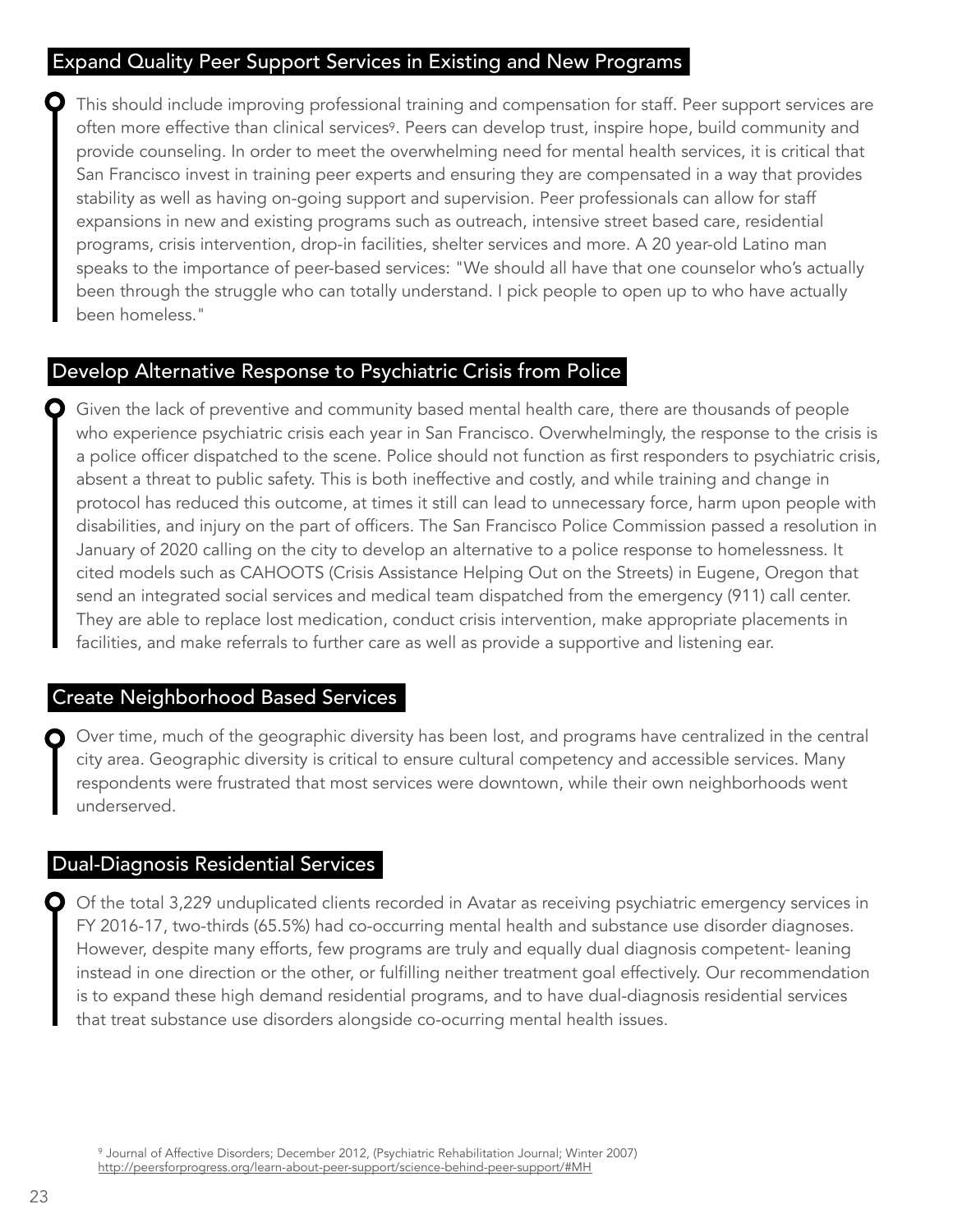## Expand Quality Peer Support Services in Existing and New Programs

This should include improving professional training and compensation for staff. Peer support services are often more effective than clinical services[9]. Peers can develop trust, inspire hope, build community and provide counseling. In order to meet the overwhelming need for mental health services, it is critical that San Francisco invest in training peer experts and ensuring they are compensated in a way that provides stability as well as having on-going support and supervision. Peer professionals can allow for staff expansions in new and existing programs such as outreach, intensive street based care, residential programs, crisis intervention, drop-in facilities, shelter services and more. A 20 year-old Latino man speaks to the importance of peer-based services: "We should all have that one counselor who's actually been through the struggle who can totally understand. I pick people to open up to who have actually been homeless."

## Develop Alternative Response to Psychiatric Crisis from Police

Given the lack of preventive and community based mental health care, there are thousands of people who experience psychiatric crisis each year in San Francisco. Overwhelmingly, the response to the crisis is a police officer dispatched to the scene. Police should not function as first responders to psychiatric crisis, absent a threat to public safety. This is both ineffective and costly, and while training and change in protocol has reduced this outcome, at times it still can lead to unnecessary force, harm upon people with disabilities, and injury on the part of officers. The San Francisco Police Commission passed a resolution in January of 2020 calling on the city to develop an alternative to a police response to homelessness. It cited models such as CAHOOTS (Crisis Assistance Helping Out on the Streets) in Eugene, Oregon that send an integrated social services and medical team dispatched from the emergency (911) call center. They are able to replace lost medication, conduct crisis intervention, make appropriate placements in facilities, and make referrals to further care as well as provide a supportive and listening ear.

## Create Neighborhood Based Services

Over time, much of the geographic diversity has been lost, and programs have centralized in the central city area. Geographic diversity is critical to ensure cultural competency and accessible services. Many respondents were frustrated that most services were downtown, while their own neighborhoods went underserved.

## Dual-Diagnosis Residential Services

Of the total 3,229 unduplicated clients recorded in Avatar as receiving psychiatric emergency services in FY 2016-17, two-thirds (65.5%) had co-occurring mental health and substance use disorder diagnoses. However, despite many efforts, few programs are truly and equally dual diagnosis competent- leaning instead in one direction or the other, or fulfilling neither treatment goal effectively. Our recommendation is to expand these high demand residential programs, and to have dual-diagnosis residential services that treat substance use disorders alongside co-ocurring mental health issues.

[9] Journal of Affective Disorders; December 2012, (Psychiatric Rehabilitation Journal; Winter 2007) http://peersforprogress.org/learn-about-peer-support/science-behind-peer-support/#MH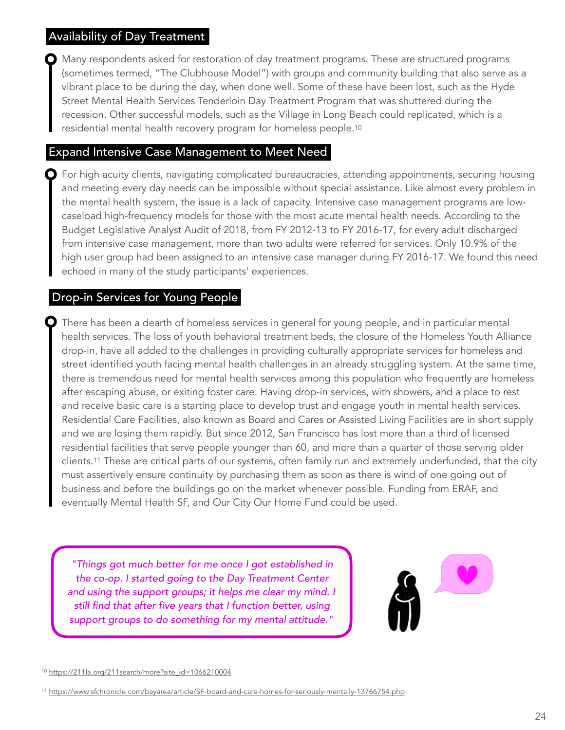## Availability of Day Treatment

Many respondents asked for restoration of day treatment programs. These are structured programs (sometimes termed, "The Clubhouse Model") with groups and community building that also serve as a vibrant place to be during the day, when done well. Some of these have been lost, such as the Hyde Street Mental Health Services Tenderloin Day Treatment Program that was shuttered during the recession. Other successful models, such as the Village in Long Beach could replicated, which is a residential mental health recovery program for homeless people.[10]

## Expand Intensive Case Management to Meet Need

For high acuity clients, navigating complicated bureaucracies, attending appointments, securing housing and meeting every day needs can be impossible without special assistance. Like almost every problem in the mental health system, the issue is a lack of capacity. Intensive case management programs are low-caseload high-frequency models for those with the most acute mental health needs. According to the Budget Legislative Analyst Audit of 2018, from FY 2012-13 to FY 2016-17, for every adult discharged from intensive case management, more than two adults were referred for services. Only 10.9% of the high user group had been assigned to an intensive case manager during FY 2016-17. We found this need echoed in many of the study participants' experiences.

## Drop-in Services for Young People

There has been a dearth of homeless services in general for young people, and in particular mental health services. The loss of youth behavioral treatment beds, the closure of the Homeless Youth Alliance drop-in, have all added to the challenges in providing culturally appropriate services for homeless and street identified youth facing mental health challenges in an already struggling system. At the same time, there is tremendous need for mental health services among this population who frequently are homeless after escaping abuse, or exiting foster care. Having drop-in services, with showers, and a place to rest and receive basic care is a starting place to develop trust and engage youth in mental health services. Residential Care Facilities, also known as Board and Cares or Assisted Living Facilities are in short supply and we are losing them rapidly. But since 2012, San Francisco has lost more than a third of licensed residential facilities that serve people younger than 60, and more than a quarter of those serving older clients.[11] These are critical parts of our systems, often family run and extremely underfunded, that the city must assertively ensure continuity by purchasing them as soon as there is wind of one going out of business and before the buildings go on the market whenever possible. Funding from ERAF, and eventually Mental Health SF, and Our City Our Home Fund could be used.

*"Things got much better for me once I got established in the co-op. I started going to the Day Treatment Center and using the support groups; it helps me clear my mind. I still find that after five years that I function better, using support groups to do something for my mental attitude."*

[10] https://211la.org/211search/more?site_id=1066210004

[11] https://www.sfchronicle.com/bayarea/article/SF-board-and-care-homes-for-seriously-mentally-13766754.php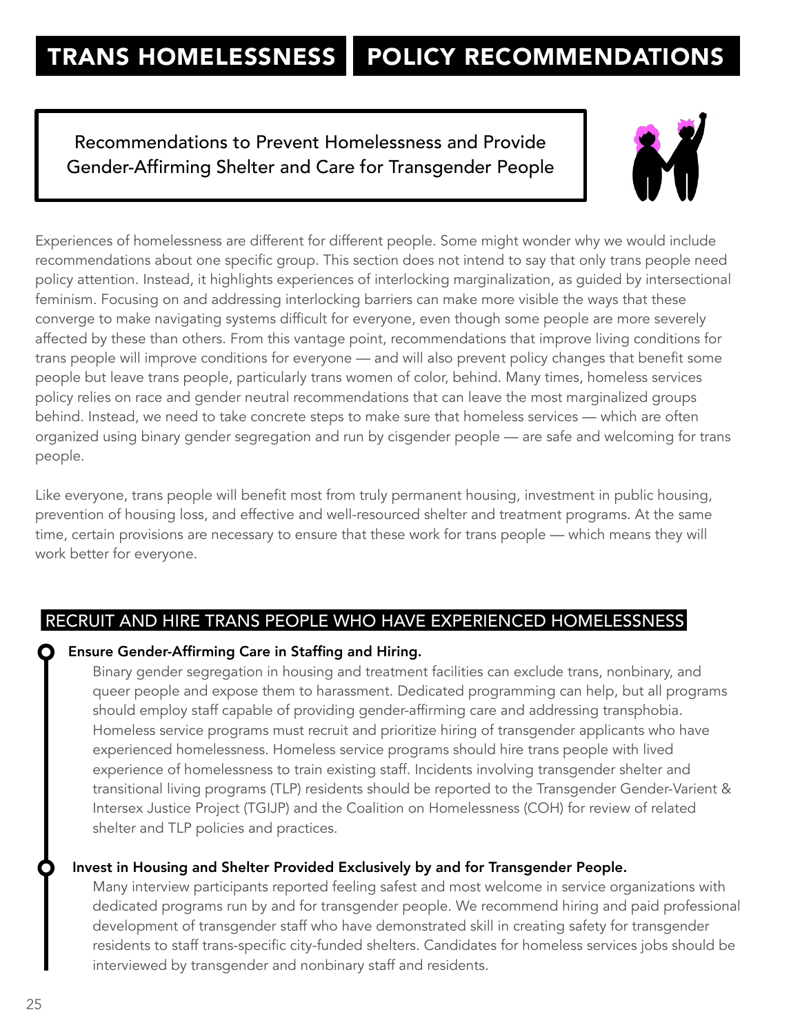# TRANS HOMELESSNESS POLICY RECOMMENDATIONS

## Recommendations to Prevent Homelessness and Provide Gender-Affirming Shelter and Care for Transgender People

Experiences of homelessness are different for different people. Some might wonder why we would include recommendations about one specific group. This section does not intend to say that only trans people need policy attention. Instead, it highlights experiences of interlocking marginalization, as guided by intersectional feminism. Focusing on and addressing interlocking barriers can make more visible the ways that these converge to make navigating systems difficult for everyone, even though some people are more severely affected by these than others. From this vantage point, recommendations that improve living conditions for trans people will improve conditions for everyone — and will also prevent policy changes that benefit some people but leave trans people, particularly trans women of color, behind. Many times, homeless services policy relies on race and gender neutral recommendations that can leave the most marginalized groups behind. Instead, we need to take concrete steps to make sure that homeless services — which are often organized using binary gender segregation and run by cisgender people — are safe and welcoming for trans people.

Like everyone, trans people will benefit most from truly permanent housing, investment in public housing, prevention of housing loss, and effective and well-resourced shelter and treatment programs. At the same time, certain provisions are necessary to ensure that these work for trans people — which means they will work better for everyone.

### RECRUIT AND HIRE TRANS PEOPLE WHO HAVE EXPERIENCED HOMELESSNESS

**Ensure Gender-Affirming Care in Staffing and Hiring.**

Binary gender segregation in housing and treatment facilities can exclude trans, nonbinary, and queer people and expose them to harassment. Dedicated programming can help, but all programs should employ staff capable of providing gender-affirming care and addressing transphobia. Homeless service programs must recruit and prioritize hiring of transgender applicants who have experienced homelessness. Homeless service programs should hire trans people with lived experience of homelessness to train existing staff. Incidents involving transgender shelter and transitional living programs (TLP) residents should be reported to the Transgender Gender-Varient & Intersex Justice Project (TGIJP) and the Coalition on Homelessness (COH) for review of related shelter and TLP policies and practices.

**Invest in Housing and Shelter Provided Exclusively by and for Transgender People.**

Many interview participants reported feeling safest and most welcome in service organizations with dedicated programs run by and for transgender people. We recommend hiring and paid professional development of transgender staff who have demonstrated skill in creating safety for transgender residents to staff trans-specific city-funded shelters. Candidates for homeless services jobs should be interviewed by transgender and nonbinary staff and residents.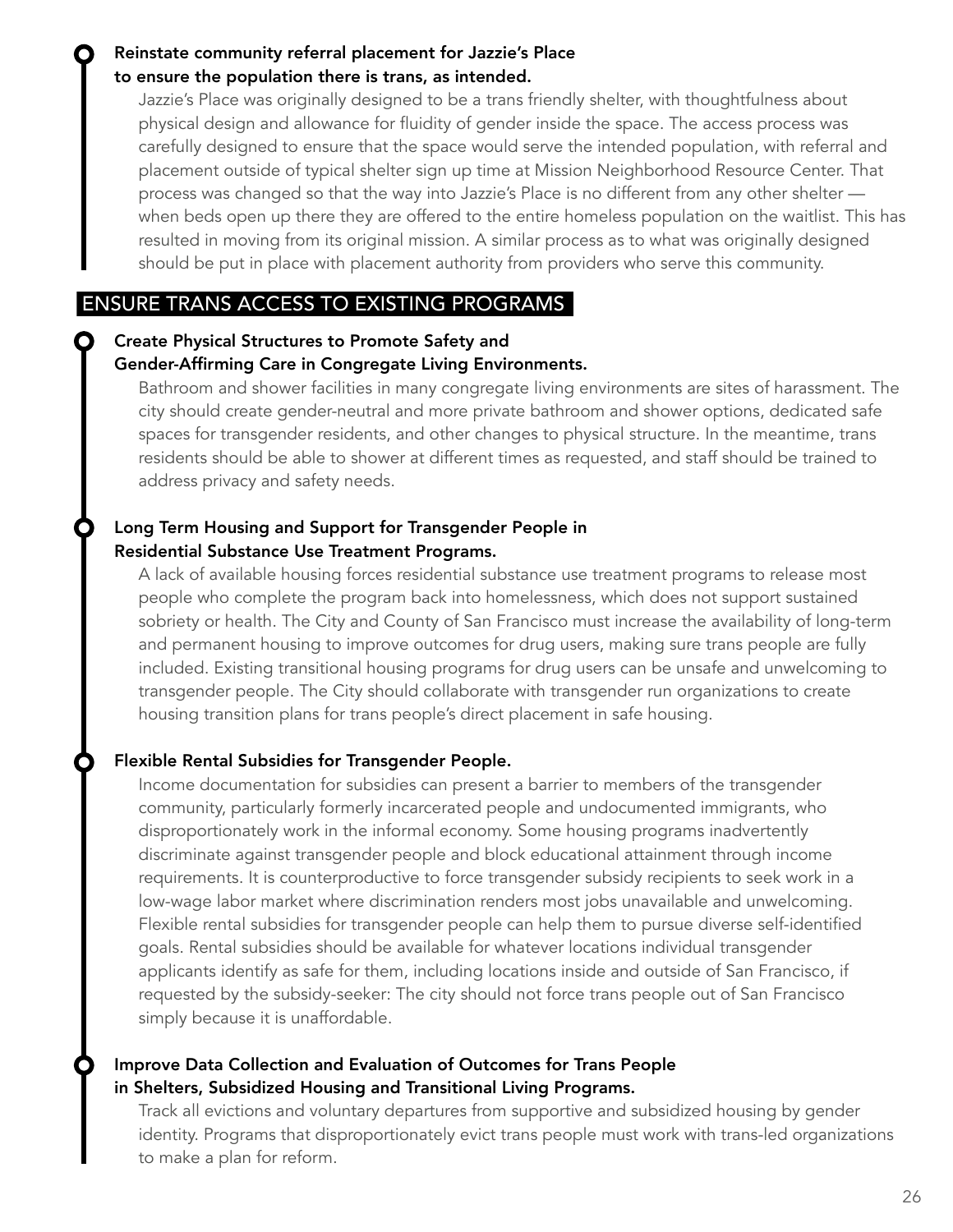**Reinstate community referral placement for Jazzie's Place to ensure the population there is trans, as intended.**

Jazzie's Place was originally designed to be a trans friendly shelter, with thoughtfulness about physical design and allowance for fluidity of gender inside the space. The access process was carefully designed to ensure that the space would serve the intended population, with referral and placement outside of typical shelter sign up time at Mission Neighborhood Resource Center. That process was changed so that the way into Jazzie's Place is no different from any other shelter — when beds open up there they are offered to the entire homeless population on the waitlist. This has resulted in moving from its original mission. A similar process as to what was originally designed should be put in place with placement authority from providers who serve this community.

## ENSURE TRANS ACCESS TO EXISTING PROGRAMS

**Create Physical Structures to Promote Safety and Gender-Affirming Care in Congregate Living Environments.**

Bathroom and shower facilities in many congregate living environments are sites of harassment. The city should create gender-neutral and more private bathroom and shower options, dedicated safe spaces for transgender residents, and other changes to physical structure. In the meantime, trans residents should be able to shower at different times as requested, and staff should be trained to address privacy and safety needs.

**Long Term Housing and Support for Transgender People in Residential Substance Use Treatment Programs.**

A lack of available housing forces residential substance use treatment programs to release most people who complete the program back into homelessness, which does not support sustained sobriety or health. The City and County of San Francisco must increase the availability of long-term and permanent housing to improve outcomes for drug users, making sure trans people are fully included. Existing transitional housing programs for drug users can be unsafe and unwelcoming to transgender people. The City should collaborate with transgender run organizations to create housing transition plans for trans people's direct placement in safe housing.

**Flexible Rental Subsidies for Transgender People.**

Income documentation for subsidies can present a barrier to members of the transgender community, particularly formerly incarcerated people and undocumented immigrants, who disproportionately work in the informal economy. Some housing programs inadvertently discriminate against transgender people and block educational attainment through income requirements. It is counterproductive to force transgender subsidy recipients to seek work in a low-wage labor market where discrimination renders most jobs unavailable and unwelcoming. Flexible rental subsidies for transgender people can help them to pursue diverse self-identified goals. Rental subsidies should be available for whatever locations individual transgender applicants identify as safe for them, including locations inside and outside of San Francisco, if requested by the subsidy-seeker: The city should not force trans people out of San Francisco simply because it is unaffordable.

**Improve Data Collection and Evaluation of Outcomes for Trans People in Shelters, Subsidized Housing and Transitional Living Programs.**

Track all evictions and voluntary departures from supportive and subsidized housing by gender identity. Programs that disproportionately evict trans people must work with trans-led organizations to make a plan for reform.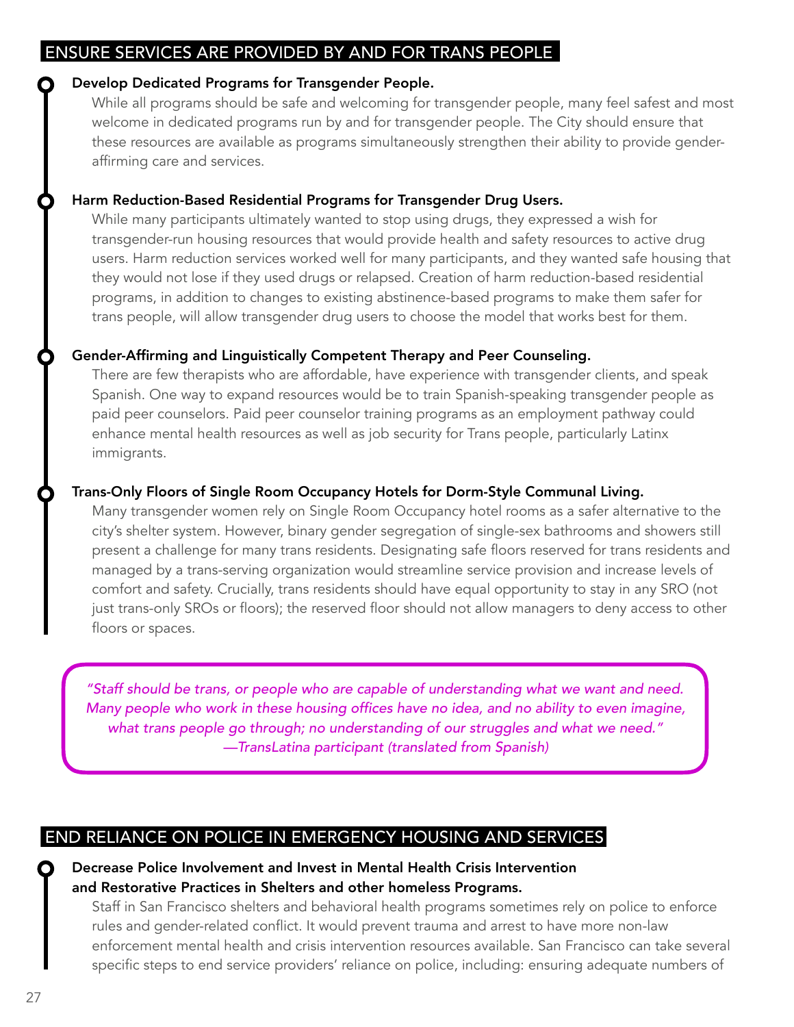## ENSURE SERVICES ARE PROVIDED BY AND FOR TRANS PEOPLE

**Develop Dedicated Programs for Transgender People.**

While all programs should be safe and welcoming for transgender people, many feel safest and most welcome in dedicated programs run by and for transgender people. The City should ensure that these resources are available as programs simultaneously strengthen their ability to provide gender-affirming care and services.

**Harm Reduction-Based Residential Programs for Transgender Drug Users.**

While many participants ultimately wanted to stop using drugs, they expressed a wish for transgender-run housing resources that would provide health and safety resources to active drug users. Harm reduction services worked well for many participants, and they wanted safe housing that they would not lose if they used drugs or relapsed. Creation of harm reduction-based residential programs, in addition to changes to existing abstinence-based programs to make them safer for trans people, will allow transgender drug users to choose the model that works best for them.

**Gender-Affirming and Linguistically Competent Therapy and Peer Counseling.**

There are few therapists who are affordable, have experience with transgender clients, and speak Spanish. One way to expand resources would be to train Spanish-speaking transgender people as paid peer counselors. Paid peer counselor training programs as an employment pathway could enhance mental health resources as well as job security for Trans people, particularly Latinx immigrants.

**Trans-Only Floors of Single Room Occupancy Hotels for Dorm-Style Communal Living.**

Many transgender women rely on Single Room Occupancy hotel rooms as a safer alternative to the city's shelter system. However, binary gender segregation of single-sex bathrooms and showers still present a challenge for many trans residents. Designating safe floors reserved for trans residents and managed by a trans-serving organization would streamline service provision and increase levels of comfort and safety. Crucially, trans residents should have equal opportunity to stay in any SRO (not just trans-only SROs or floors); the reserved floor should not allow managers to deny access to other floors or spaces.

> *"Staff should be trans, or people who are capable of understanding what we want and need. Many people who work in these housing offices have no idea, and no ability to even imagine, what trans people go through; no understanding of our struggles and what we need."*
> *—TransLatina participant (translated from Spanish)*

## END RELIANCE ON POLICE IN EMERGENCY HOUSING AND SERVICES

**Decrease Police Involvement and Invest in Mental Health Crisis Intervention and Restorative Practices in Shelters and other homeless Programs.**

Staff in San Francisco shelters and behavioral health programs sometimes rely on police to enforce rules and gender-related conflict. It would prevent trauma and arrest to have more non-law enforcement mental health and crisis intervention resources available. San Francisco can take several specific steps to end service providers' reliance on police, including: ensuring adequate numbers of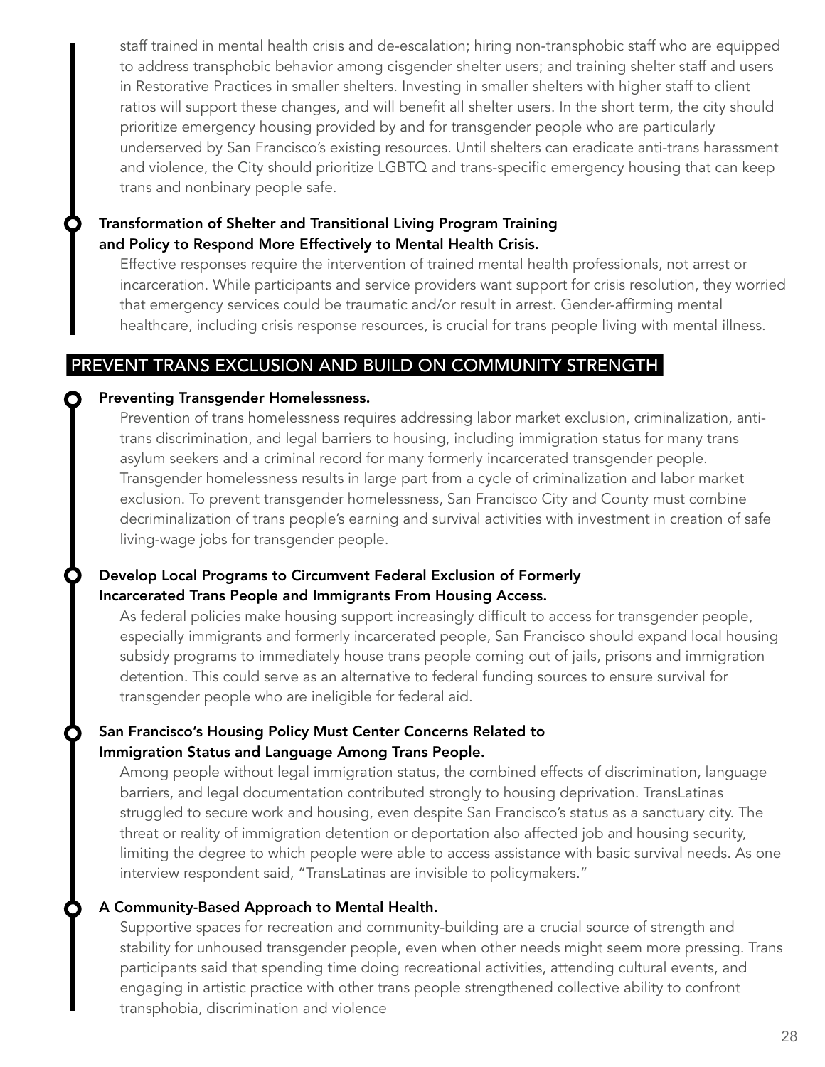staff trained in mental health crisis and de-escalation; hiring non-transphobic staff who are equipped to address transphobic behavior among cisgender shelter users; and training shelter staff and users in Restorative Practices in smaller shelters. Investing in smaller shelters with higher staff to client ratios will support these changes, and will benefit all shelter users. In the short term, the city should prioritize emergency housing provided by and for transgender people who are particularly underserved by San Francisco's existing resources. Until shelters can eradicate anti-trans harassment and violence, the City should prioritize LGBTQ and trans-specific emergency housing that can keep trans and nonbinary people safe.

### Transformation of Shelter and Transitional Living Program Training and Policy to Respond More Effectively to Mental Health Crisis.

Effective responses require the intervention of trained mental health professionals, not arrest or incarceration. While participants and service providers want support for crisis resolution, they worried that emergency services could be traumatic and/or result in arrest. Gender-affirming mental healthcare, including crisis response resources, is crucial for trans people living with mental illness.

## PREVENT TRANS EXCLUSION AND BUILD ON COMMUNITY STRENGTH

### Preventing Transgender Homelessness.

Prevention of trans homelessness requires addressing labor market exclusion, criminalization, anti-trans discrimination, and legal barriers to housing, including immigration status for many trans asylum seekers and a criminal record for many formerly incarcerated transgender people. Transgender homelessness results in large part from a cycle of criminalization and labor market exclusion. To prevent transgender homelessness, San Francisco City and County must combine decriminalization of trans people's earning and survival activities with investment in creation of safe living-wage jobs for transgender people.

### Develop Local Programs to Circumvent Federal Exclusion of Formerly Incarcerated Trans People and Immigrants From Housing Access.

As federal policies make housing support increasingly difficult to access for transgender people, especially immigrants and formerly incarcerated people, San Francisco should expand local housing subsidy programs to immediately house trans people coming out of jails, prisons and immigration detention. This could serve as an alternative to federal funding sources to ensure survival for transgender people who are ineligible for federal aid.

### San Francisco's Housing Policy Must Center Concerns Related to Immigration Status and Language Among Trans People.

Among people without legal immigration status, the combined effects of discrimination, language barriers, and legal documentation contributed strongly to housing deprivation. TransLatinas struggled to secure work and housing, even despite San Francisco's status as a sanctuary city. The threat or reality of immigration detention or deportation also affected job and housing security, limiting the degree to which people were able to access assistance with basic survival needs. As one interview respondent said, "TransLatinas are invisible to policymakers."

### A Community-Based Approach to Mental Health.

Supportive spaces for recreation and community-building are a crucial source of strength and stability for unhoused transgender people, even when other needs might seem more pressing. Trans participants said that spending time doing recreational activities, attending cultural events, and engaging in artistic practice with other trans people strengthened collective ability to confront transphobia, discrimination and violence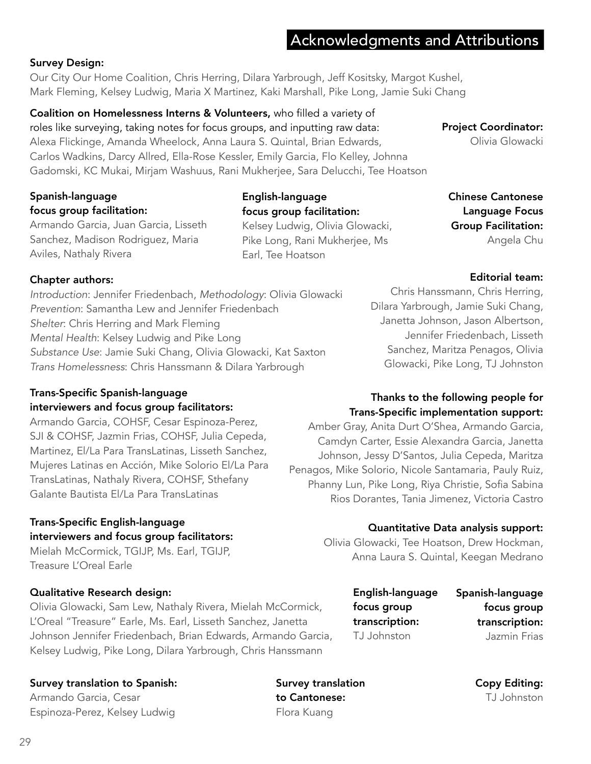# Acknowledgments and Attributions

**Survey Design:**
Our City Our Home Coalition, Chris Herring, Dilara Yarbrough, Jeff Kositsky, Margot Kushel, Mark Fleming, Kelsey Ludwig, Maria X Martinez, Kaki Marshall, Pike Long, Jamie Suki Chang

**Coalition on Homelessness Interns & Volunteers,** who filled a variety of roles like surveying, taking notes for focus groups, and inputting raw data: Alexa Flickinge, Amanda Wheelock, Anna Laura S. Quintal, Brian Edwards, Carlos Wadkins, Darcy Allred, Ella-Rose Kessler, Emily Garcia, Flo Kelley, Johnna Gadomski, KC Mukai, Mirjam Washuus, Rani Mukherjee, Sara Delucchi, Tee Hoatson

**Project Coordinator:**
Olivia Glowacki

**Spanish-language focus group facilitation:**
Armando Garcia, Juan Garcia, Lisseth Sanchez, Madison Rodriguez, Maria Aviles, Nathaly Rivera

**English-language focus group facilitation:**
Kelsey Ludwig, Olivia Glowacki, Pike Long, Rani Mukherjee, Ms Earl, Tee Hoatson

**Chinese Cantonese Language Focus Group Facilitation:**
Angela Chu

**Chapter authors:**
*Introduction*: Jennifer Friedenbach, *Methodology*: Olivia Glowacki
*Prevention*: Samantha Lew and Jennifer Friedenbach
*Shelter*: Chris Herring and Mark Fleming
*Mental Health*: Kelsey Ludwig and Pike Long
*Substance Use*: Jamie Suki Chang, Olivia Glowacki, Kat Saxton
*Trans Homelessness*: Chris Hanssmann & Dilara Yarbrough

**Editorial team:**
Chris Hanssmann, Chris Herring, Dilara Yarbrough, Jamie Suki Chang, Janetta Johnson, Jason Albertson, Jennifer Friedenbach, Lisseth Sanchez, Maritza Penagos, Olivia Glowacki, Pike Long, TJ Johnston

**Trans-Specific Spanish-language interviewers and focus group facilitators:**
Armando Garcia, COHSF, Cesar Espinoza-Perez, SJI & COHSF, Jazmin Frias, COHSF, Julia Cepeda, Martinez, El/La Para TransLatinas, Lisseth Sanchez, Mujeres Latinas en Acción, Mike Solorio El/La Para TransLatinas, Nathaly Rivera, COHSF, Sthefany Galante Bautista El/La Para TransLatinas

**Thanks to the following people for Trans-Specific implementation support:**
Amber Gray, Anita Durt O'Shea, Armando Garcia, Camdyn Carter, Essie Alexandra Garcia, Janetta Johnson, Jessy D'Santos, Julia Cepeda, Maritza Penagos, Mike Solorio, Nicole Santamaria, Pauly Ruiz, Phanny Lun, Pike Long, Riya Christie, Sofia Sabina Rios Dorantes, Tania Jimenez, Victoria Castro

**Trans-Specific English-language interviewers and focus group facilitators:**
Mielah McCormick, TGIJP, Ms. Earl, TGIJP, Treasure L'Oreal Earle

**Quantitative Data analysis support:**
Olivia Glowacki, Tee Hoatson, Drew Hockman, Anna Laura S. Quintal, Keegan Medrano

**Qualitative Research design:**
Olivia Glowacki, Sam Lew, Nathaly Rivera, Mielah McCormick, L'Oreal "Treasure" Earle, Ms. Earl, Lisseth Sanchez, Janetta Johnson Jennifer Friedenbach, Brian Edwards, Armando Garcia, Kelsey Ludwig, Pike Long, Dilara Yarbrough, Chris Hanssmann

**English-language focus group transcription:**
TJ Johnston

**Spanish-language focus group transcription:**
Jazmin Frias

**Survey translation to Spanish:**
Armando Garcia, Cesar Espinoza-Perez, Kelsey Ludwig

**Survey translation to Cantonese:**
Flora Kuang

**Copy Editing:**
TJ Johnston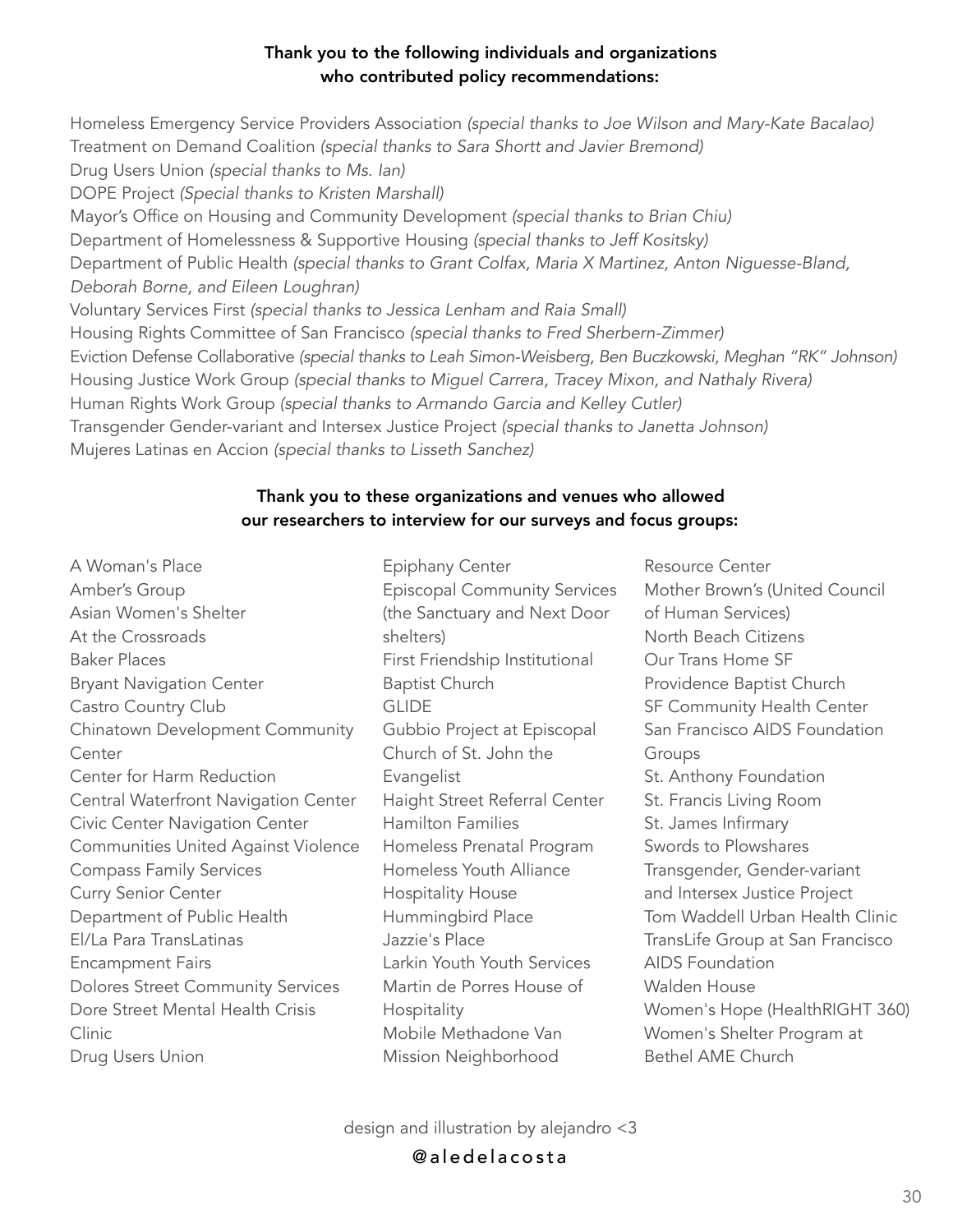**Thank you to the following individuals and organizations who contributed policy recommendations:**

Homeless Emergency Service Providers Association *(special thanks to Joe Wilson and Mary-Kate Bacalao)*
Treatment on Demand Coalition *(special thanks to Sara Shortt and Javier Bremond)*
Drug Users Union *(special thanks to Ms. Ian)*
DOPE Project *(Special thanks to Kristen Marshall)*
Mayor's Office on Housing and Community Development *(special thanks to Brian Chiu)*
Department of Homelessness & Supportive Housing *(special thanks to Jeff Kositsky)*
Department of Public Health *(special thanks to Grant Colfax, Maria X Martinez, Anton Niguesse-Bland, Deborah Borne, and Eileen Loughran)*
Voluntary Services First *(special thanks to Jessica Lenham and Raia Small)*
Housing Rights Committee of San Francisco *(special thanks to Fred Sherbern-Zimmer)*
Eviction Defense Collaborative *(special thanks to Leah Simon-Weisberg, Ben Buczkowski, Meghan "RK" Johnson)*
Housing Justice Work Group *(special thanks to Miguel Carrera, Tracey Mixon, and Nathaly Rivera)*
Human Rights Work Group *(special thanks to Armando Garcia and Kelley Cutler)*
Transgender Gender-variant and Intersex Justice Project *(special thanks to Janetta Johnson)*
Mujeres Latinas en Accion *(special thanks to Lisseth Sanchez)*

**Thank you to these organizations and venues who allowed our researchers to interview for our surveys and focus groups:**

A Woman's Place
Amber's Group
Asian Women's Shelter
At the Crossroads
Baker Places
Bryant Navigation Center
Castro Country Club
Chinatown Development Community Center
Center for Harm Reduction
Central Waterfront Navigation Center
Civic Center Navigation Center
Communities United Against Violence
Compass Family Services
Curry Senior Center
Department of Public Health
El/La Para TransLatinas
Encampment Fairs
Dolores Street Community Services
Dore Street Mental Health Crisis Clinic
Drug Users Union
Epiphany Center
Episcopal Community Services (the Sanctuary and Next Door shelters)
First Friendship Institutional Baptist Church
GLIDE
Gubbio Project at Episcopal Church of St. John the Evangelist
Haight Street Referral Center
Hamilton Families
Homeless Prenatal Program
Homeless Youth Alliance
Hospitality House
Hummingbird Place
Jazzie's Place
Larkin Youth Youth Services
Martin de Porres House of Hospitality
Mobile Methadone Van
Mission Neighborhood Resource Center
Mother Brown's (United Council of Human Services)
North Beach Citizens
Our Trans Home SF
Providence Baptist Church
SF Community Health Center
San Francisco AIDS Foundation Groups
St. Anthony Foundation
St. Francis Living Room
St. James Infirmary
Swords to Plowshares
Transgender, Gender-variant and Intersex Justice Project
Tom Waddell Urban Health Clinic
TransLife Group at San Francisco AIDS Foundation
Walden House
Women's Hope (HealthRIGHT 360)
Women's Shelter Program at Bethel AME Church

design and illustration by alejandro <3
@aledelacosta